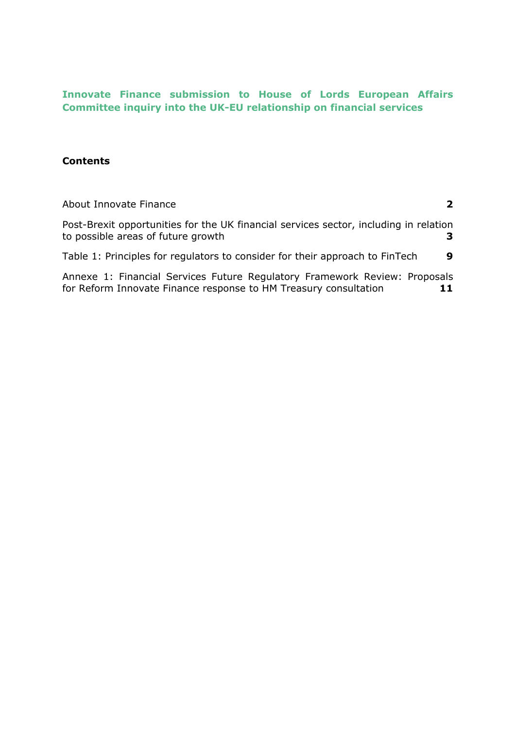# Innovate Finance submission to House of Lords European Affairs Committee inquiry into the UK-EU relationship on financial services

## Contents

| | |
|---|---|
| About Innovate Finance | **2** |
| Post-Brexit opportunities for the UK financial services sector, including in relation to possible areas of future growth | **3** |
| Table 1: Principles for regulators to consider for their approach to FinTech | **9** |
| Annexe 1: Financial Services Future Regulatory Framework Review: Proposals for Reform Innovate Finance response to HM Treasury consultation | **11** |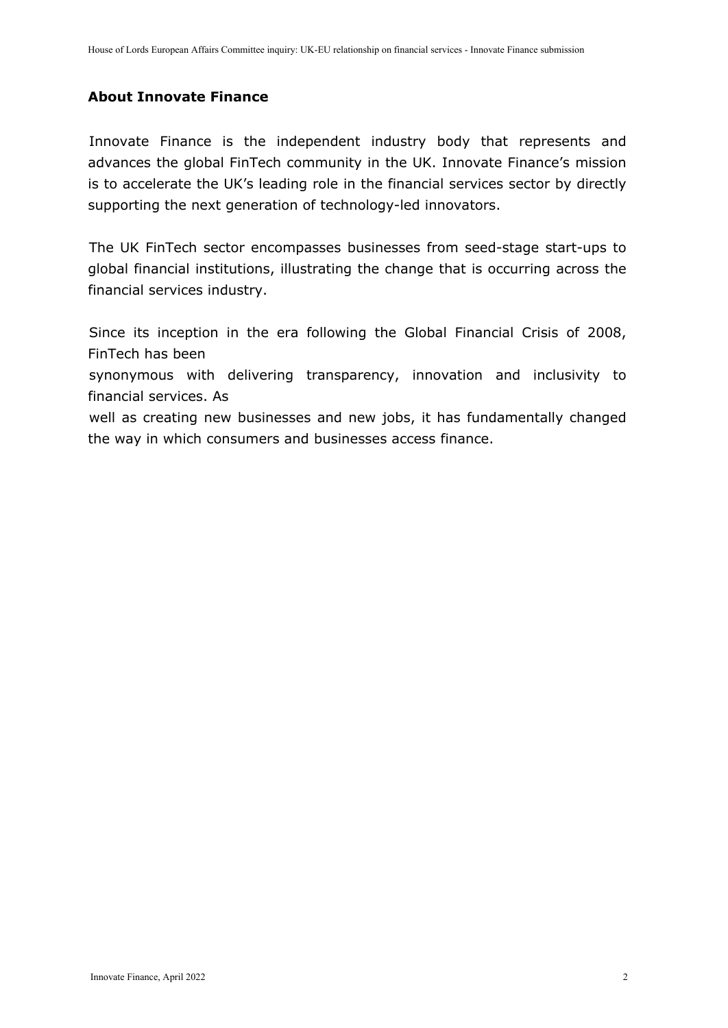**About Innovate Finance**

Innovate Finance is the independent industry body that represents and advances the global FinTech community in the UK. Innovate Finance's mission is to accelerate the UK's leading role in the financial services sector by directly supporting the next generation of technology-led innovators.

The UK FinTech sector encompasses businesses from seed-stage start-ups to global financial institutions, illustrating the change that is occurring across the financial services industry.

Since its inception in the era following the Global Financial Crisis of 2008, FinTech has been synonymous with delivering transparency, innovation and inclusivity to financial services. As well as creating new businesses and new jobs, it has fundamentally changed the way in which consumers and businesses access finance.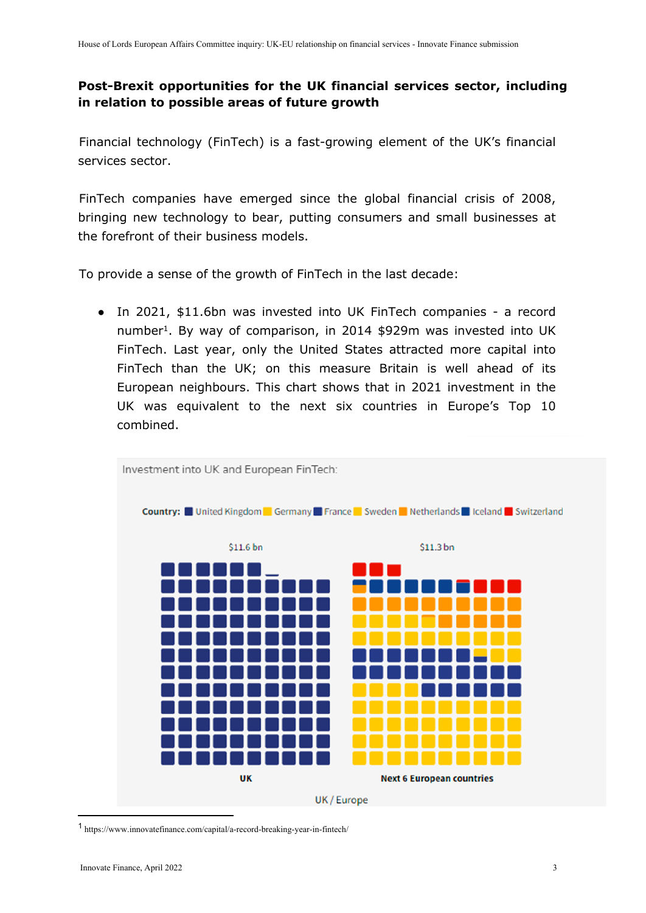**Post-Brexit opportunities for the UK financial services sector, including in relation to possible areas of future growth**

Financial technology (FinTech) is a fast-growing element of the UK's financial services sector.

FinTech companies have emerged since the global financial crisis of 2008, bringing new technology to bear, putting consumers and small businesses at the forefront of their business models.

To provide a sense of the growth of FinTech in the last decade:

- In 2021, $11.6bn was invested into UK FinTech companies - a record number[1]. By way of comparison, in 2014 $929m was invested into UK FinTech. Last year, only the United States attracted more capital into FinTech than the UK; on this measure Britain is well ahead of its European neighbours. This chart shows that in 2021 investment in the UK was equivalent to the next six countries in Europe's Top 10 combined.

Investment into UK and European FinTech:

Country: United Kingdom, Germany, France, Sweden, Netherlands, Iceland, Switzerland

| UK | Next 6 European countries |
|---|---|
| $11.6 bn | $11.3 bn |

UK / Europe

[1] https://www.innovatefinance.com/capital/a-record-breaking-year-in-fintech/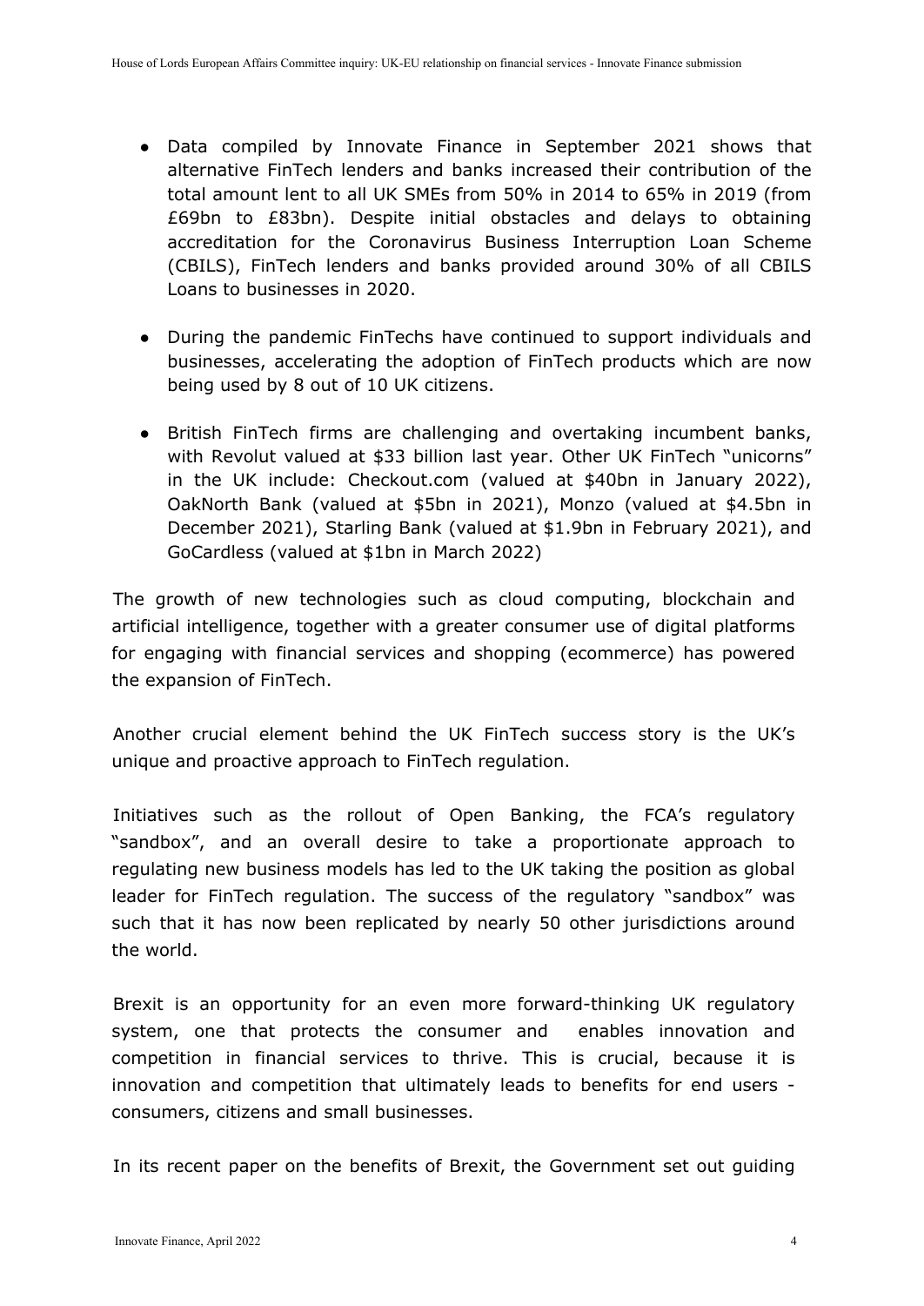- Data compiled by Innovate Finance in September 2021 shows that alternative FinTech lenders and banks increased their contribution of the total amount lent to all UK SMEs from 50% in 2014 to 65% in 2019 (from £69bn to £83bn). Despite initial obstacles and delays to obtaining accreditation for the Coronavirus Business Interruption Loan Scheme (CBILS), FinTech lenders and banks provided around 30% of all CBILS Loans to businesses in 2020.

- During the pandemic FinTechs have continued to support individuals and businesses, accelerating the adoption of FinTech products which are now being used by 8 out of 10 UK citizens.

- British FinTech firms are challenging and overtaking incumbent banks, with Revolut valued at $33 billion last year. Other UK FinTech "unicorns" in the UK include: Checkout.com (valued at $40bn in January 2022), OakNorth Bank (valued at $5bn in 2021), Monzo (valued at $4.5bn in December 2021), Starling Bank (valued at $1.9bn in February 2021), and GoCardless (valued at $1bn in March 2022)

The growth of new technologies such as cloud computing, blockchain and artificial intelligence, together with a greater consumer use of digital platforms for engaging with financial services and shopping (ecommerce) has powered the expansion of FinTech.

Another crucial element behind the UK FinTech success story is the UK's unique and proactive approach to FinTech regulation.

Initiatives such as the rollout of Open Banking, the FCA's regulatory "sandbox", and an overall desire to take a proportionate approach to regulating new business models has led to the UK taking the position as global leader for FinTech regulation. The success of the regulatory "sandbox" was such that it has now been replicated by nearly 50 other jurisdictions around the world.

Brexit is an opportunity for an even more forward-thinking UK regulatory system, one that protects the consumer and enables innovation and competition in financial services to thrive. This is crucial, because it is innovation and competition that ultimately leads to benefits for end users - consumers, citizens and small businesses.

In its recent paper on the benefits of Brexit, the Government set out guiding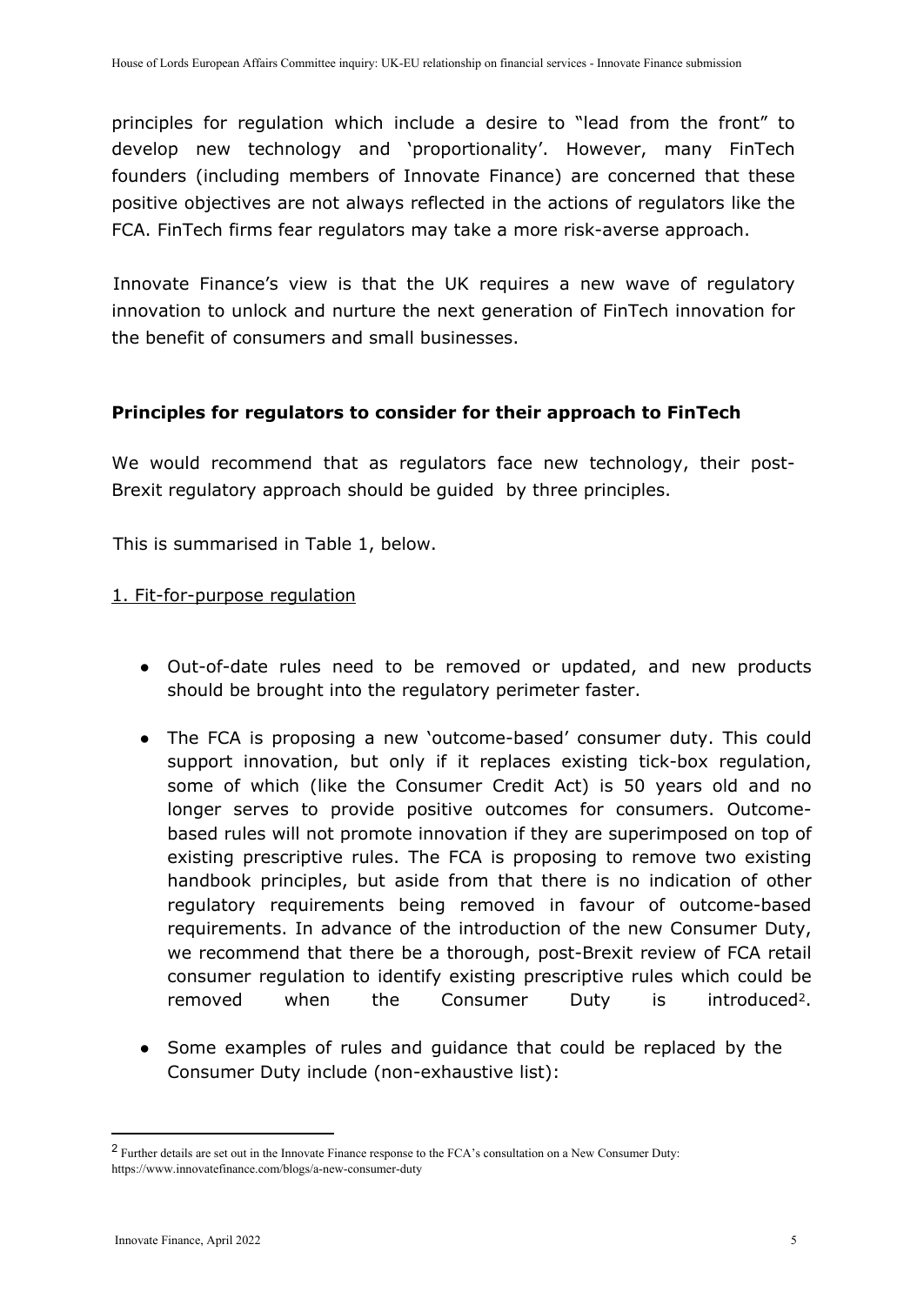principles for regulation which include a desire to "lead from the front" to develop new technology and 'proportionality'. However, many FinTech founders (including members of Innovate Finance) are concerned that these positive objectives are not always reflected in the actions of regulators like the FCA. FinTech firms fear regulators may take a more risk-averse approach.

Innovate Finance's view is that the UK requires a new wave of regulatory innovation to unlock and nurture the next generation of FinTech innovation for the benefit of consumers and small businesses.

**Principles for regulators to consider for their approach to FinTech**

We would recommend that as regulators face new technology, their post-Brexit regulatory approach should be guided by three principles.

This is summarised in Table 1, below.

1. Fit-for-purpose regulation

- Out-of-date rules need to be removed or updated, and new products should be brought into the regulatory perimeter faster.
- The FCA is proposing a new 'outcome-based' consumer duty. This could support innovation, but only if it replaces existing tick-box regulation, some of which (like the Consumer Credit Act) is 50 years old and no longer serves to provide positive outcomes for consumers. Outcome-based rules will not promote innovation if they are superimposed on top of existing prescriptive rules. The FCA is proposing to remove two existing handbook principles, but aside from that there is no indication of other regulatory requirements being removed in favour of outcome-based requirements. In advance of the introduction of the new Consumer Duty, we recommend that there be a thorough, post-Brexit review of FCA retail consumer regulation to identify existing prescriptive rules which could be removed when the Consumer Duty is introduced[2].
- Some examples of rules and guidance that could be replaced by the Consumer Duty include (non-exhaustive list):

[2] Further details are set out in the Innovate Finance response to the FCA's consultation on a New Consumer Duty: https://www.innovatefinance.com/blogs/a-new-consumer-duty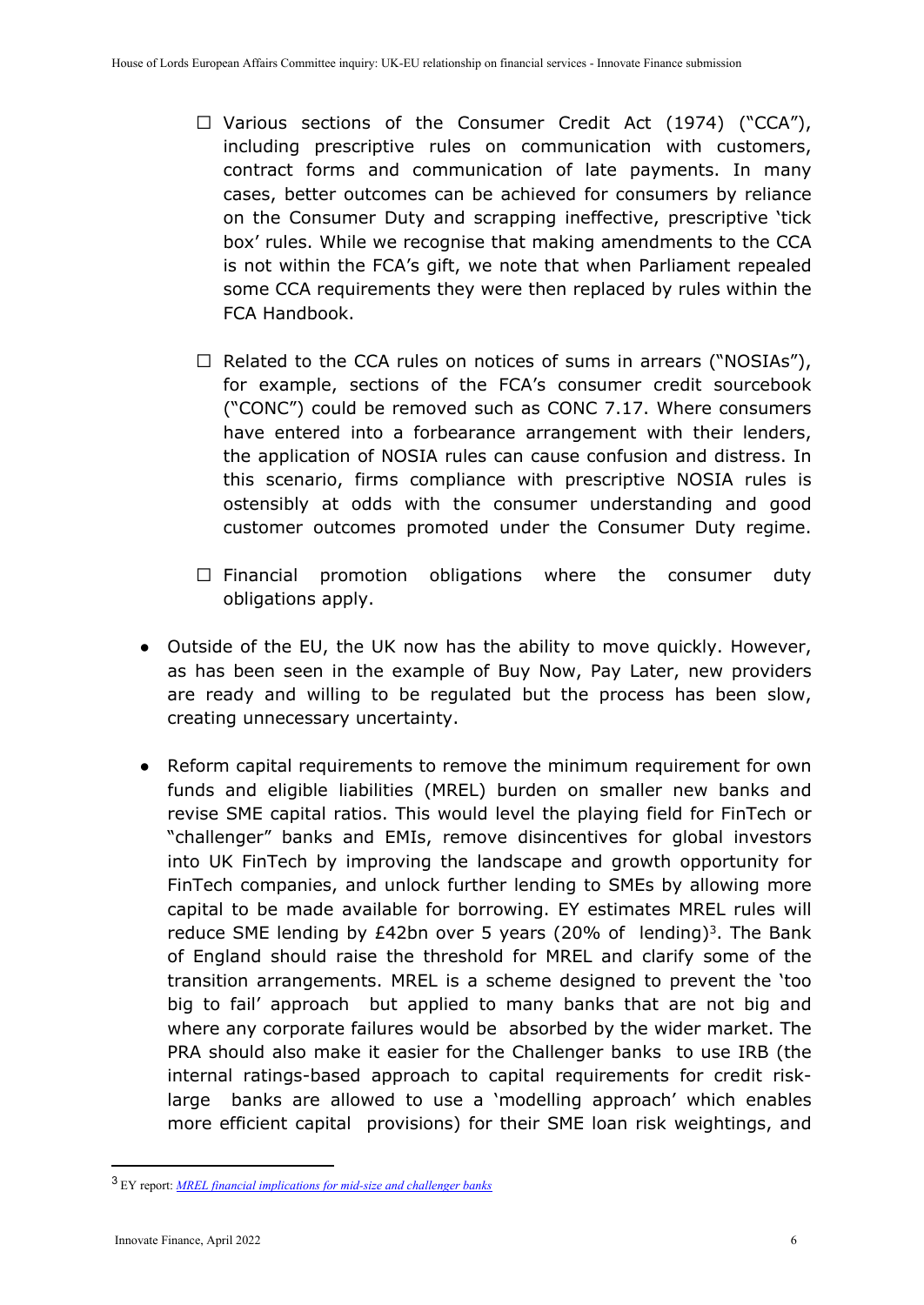- ☐ Various sections of the Consumer Credit Act (1974) ("CCA"), including prescriptive rules on communication with customers, contract forms and communication of late payments. In many cases, better outcomes can be achieved for consumers by reliance on the Consumer Duty and scrapping ineffective, prescriptive 'tick box' rules. While we recognise that making amendments to the CCA is not within the FCA's gift, we note that when Parliament repealed some CCA requirements they were then replaced by rules within the FCA Handbook.

- ☐ Related to the CCA rules on notices of sums in arrears ("NOSIAs"), for example, sections of the FCA's consumer credit sourcebook ("CONC") could be removed such as CONC 7.17. Where consumers have entered into a forbearance arrangement with their lenders, the application of NOSIA rules can cause confusion and distress. In this scenario, firms compliance with prescriptive NOSIA rules is ostensibly at odds with the consumer understanding and good customer outcomes promoted under the Consumer Duty regime.

- ☐ Financial promotion obligations where the consumer duty obligations apply.

- Outside of the EU, the UK now has the ability to move quickly. However, as has been seen in the example of Buy Now, Pay Later, new providers are ready and willing to be regulated but the process has been slow, creating unnecessary uncertainty.

- Reform capital requirements to remove the minimum requirement for own funds and eligible liabilities (MREL) burden on smaller new banks and revise SME capital ratios. This would level the playing field for FinTech or "challenger" banks and EMIs, remove disincentives for global investors into UK FinTech by improving the landscape and growth opportunity for FinTech companies, and unlock further lending to SMEs by allowing more capital to be made available for borrowing. EY estimates MREL rules will reduce SME lending by £42bn over 5 years (20% of lending)[3]. The Bank of England should raise the threshold for MREL and clarify some of the transition arrangements. MREL is a scheme designed to prevent the 'too big to fail' approach but applied to many banks that are not big and where any corporate failures would be absorbed by the wider market. The PRA should also make it easier for the Challenger banks to use IRB (the internal ratings-based approach to capital requirements for credit risk- large banks are allowed to use a 'modelling approach' which enables more efficient capital provisions) for their SME loan risk weightings, and

---

[3] EY report: *MREL financial implications for mid-size and challenger banks*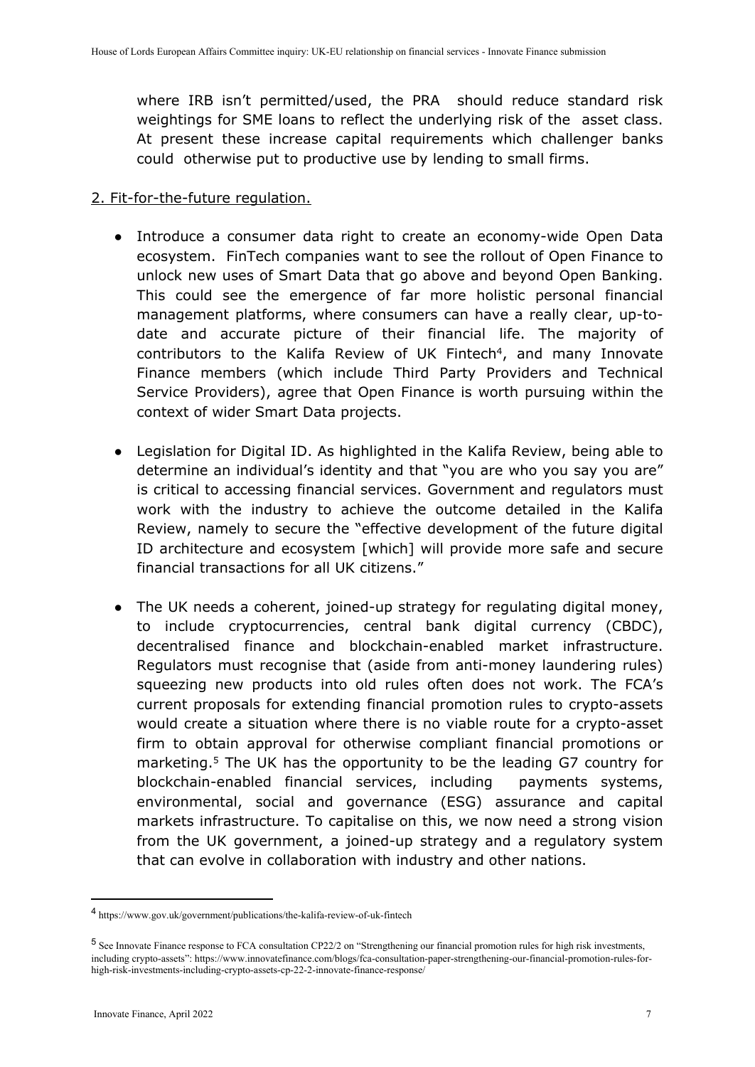where IRB isn't permitted/used, the PRA should reduce standard risk weightings for SME loans to reflect the underlying risk of the asset class. At present these increase capital requirements which challenger banks could otherwise put to productive use by lending to small firms.

2. Fit-for-the-future regulation.

- Introduce a consumer data right to create an economy-wide Open Data ecosystem. FinTech companies want to see the rollout of Open Finance to unlock new uses of Smart Data that go above and beyond Open Banking. This could see the emergence of far more holistic personal financial management platforms, where consumers can have a really clear, up-to-date and accurate picture of their financial life. The majority of contributors to the Kalifa Review of UK Fintech[4], and many Innovate Finance members (which include Third Party Providers and Technical Service Providers), agree that Open Finance is worth pursuing within the context of wider Smart Data projects.

- Legislation for Digital ID. As highlighted in the Kalifa Review, being able to determine an individual's identity and that "you are who you say you are" is critical to accessing financial services. Government and regulators must work with the industry to achieve the outcome detailed in the Kalifa Review, namely to secure the "effective development of the future digital ID architecture and ecosystem [which] will provide more safe and secure financial transactions for all UK citizens."

- The UK needs a coherent, joined-up strategy for regulating digital money, to include cryptocurrencies, central bank digital currency (CBDC), decentralised finance and blockchain-enabled market infrastructure. Regulators must recognise that (aside from anti-money laundering rules) squeezing new products into old rules often does not work. The FCA's current proposals for extending financial promotion rules to crypto-assets would create a situation where there is no viable route for a crypto-asset firm to obtain approval for otherwise compliant financial promotions or marketing.[5] The UK has the opportunity to be the leading G7 country for blockchain-enabled financial services, including payments systems, environmental, social and governance (ESG) assurance and capital markets infrastructure. To capitalise on this, we now need a strong vision from the UK government, a joined-up strategy and a regulatory system that can evolve in collaboration with industry and other nations.

---

[4] https://www.gov.uk/government/publications/the-kalifa-review-of-uk-fintech

[5] See Innovate Finance response to FCA consultation CP22/2 on "Strengthening our financial promotion rules for high risk investments, including crypto-assets": https://www.innovatefinance.com/blogs/fca-consultation-paper-strengthening-our-financial-promotion-rules-for-high-risk-investments-including-crypto-assets-cp-22-2-innovate-finance-response/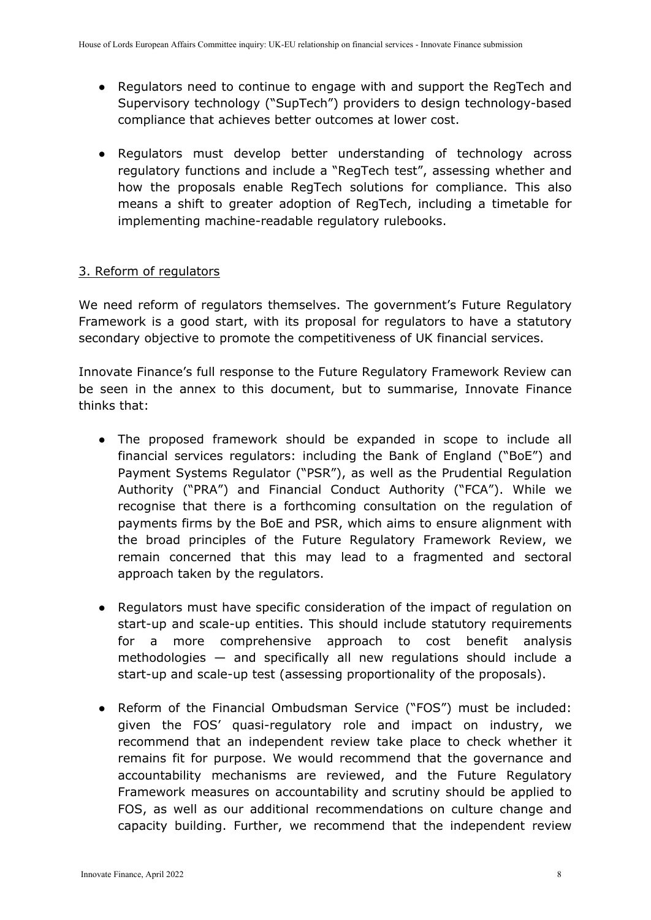- Regulators need to continue to engage with and support the RegTech and Supervisory technology ("SupTech") providers to design technology-based compliance that achieves better outcomes at lower cost.

- Regulators must develop better understanding of technology across regulatory functions and include a "RegTech test", assessing whether and how the proposals enable RegTech solutions for compliance. This also means a shift to greater adoption of RegTech, including a timetable for implementing machine-readable regulatory rulebooks.

## 3. Reform of regulators

We need reform of regulators themselves. The government's Future Regulatory Framework is a good start, with its proposal for regulators to have a statutory secondary objective to promote the competitiveness of UK financial services.

Innovate Finance's full response to the Future Regulatory Framework Review can be seen in the annex to this document, but to summarise, Innovate Finance thinks that:

- The proposed framework should be expanded in scope to include all financial services regulators: including the Bank of England ("BoE") and Payment Systems Regulator ("PSR"), as well as the Prudential Regulation Authority ("PRA") and Financial Conduct Authority ("FCA"). While we recognise that there is a forthcoming consultation on the regulation of payments firms by the BoE and PSR, which aims to ensure alignment with the broad principles of the Future Regulatory Framework Review, we remain concerned that this may lead to a fragmented and sectoral approach taken by the regulators.

- Regulators must have specific consideration of the impact of regulation on start-up and scale-up entities. This should include statutory requirements for a more comprehensive approach to cost benefit analysis methodologies — and specifically all new regulations should include a start-up and scale-up test (assessing proportionality of the proposals).

- Reform of the Financial Ombudsman Service ("FOS") must be included: given the FOS' quasi-regulatory role and impact on industry, we recommend that an independent review take place to check whether it remains fit for purpose. We would recommend that the governance and accountability mechanisms are reviewed, and the Future Regulatory Framework measures on accountability and scrutiny should be applied to FOS, as well as our additional recommendations on culture change and capacity building. Further, we recommend that the independent review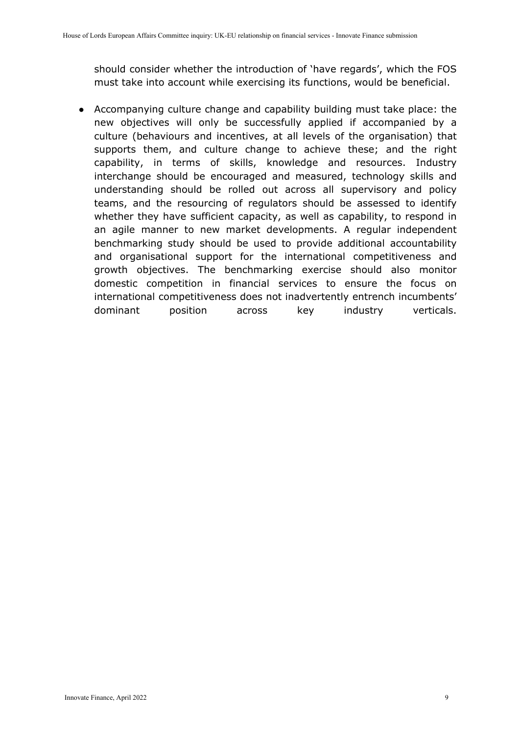should consider whether the introduction of 'have regards', which the FOS must take into account while exercising its functions, would be beneficial.

- Accompanying culture change and capability building must take place: the new objectives will only be successfully applied if accompanied by a culture (behaviours and incentives, at all levels of the organisation) that supports them, and culture change to achieve these; and the right capability, in terms of skills, knowledge and resources. Industry interchange should be encouraged and measured, technology skills and understanding should be rolled out across all supervisory and policy teams, and the resourcing of regulators should be assessed to identify whether they have sufficient capacity, as well as capability, to respond in an agile manner to new market developments. A regular independent benchmarking study should be used to provide additional accountability and organisational support for the international competitiveness and growth objectives. The benchmarking exercise should also monitor domestic competition in financial services to ensure the focus on international competitiveness does not inadvertently entrench incumbents' dominant position across key industry verticals.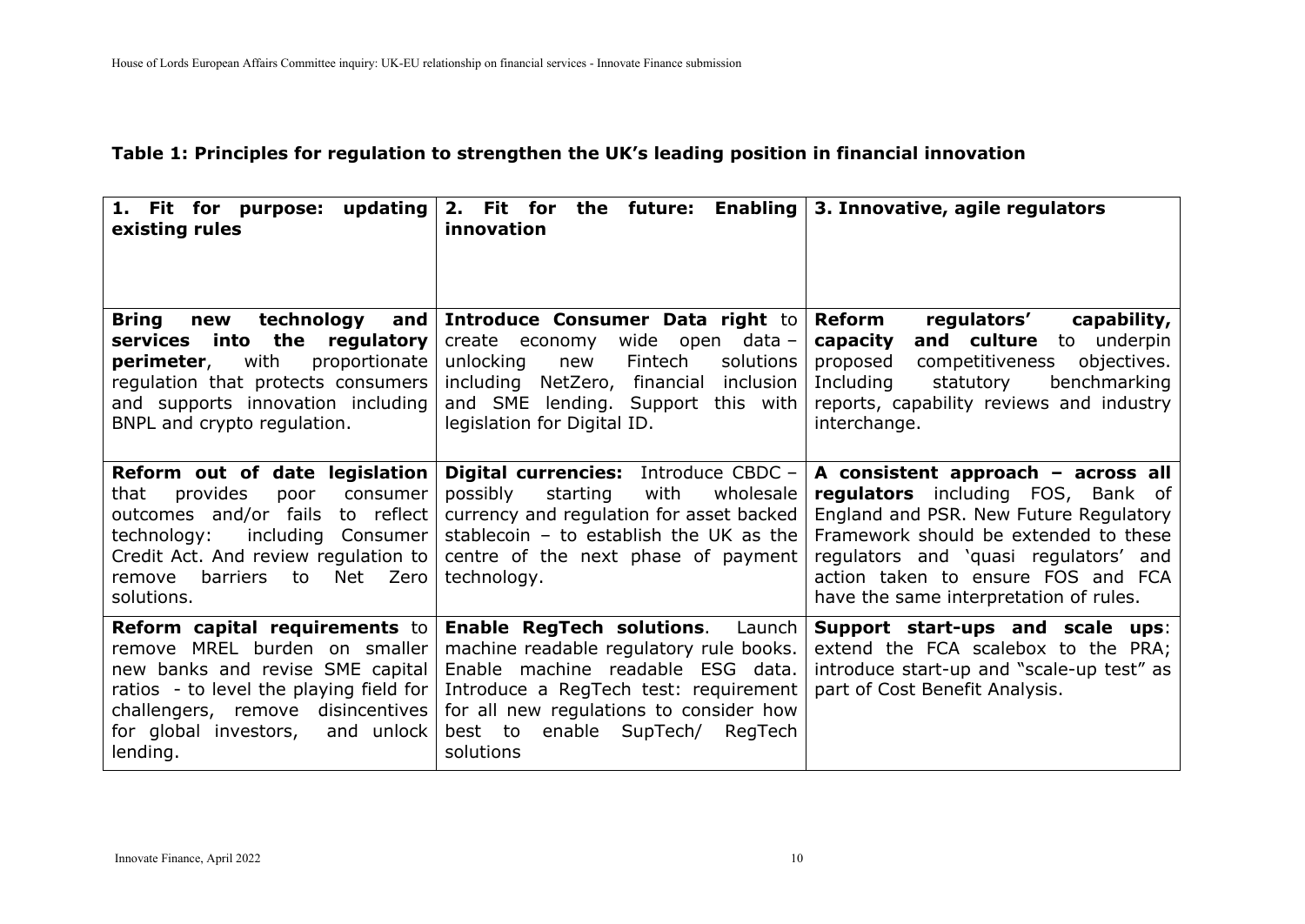**Table 1: Principles for regulation to strengthen the UK's leading position in financial innovation**

| 1. Fit for purpose: updating existing rules | 2. Fit for the future: Enabling innovation | 3. Innovative, agile regulators |
|---|---|---|
| **Bring new technology and services into the regulatory perimeter**, with proportionate regulation that protects consumers and supports innovation including BNPL and crypto regulation. | **Introduce Consumer Data right** to create economy wide open data – unlocking new Fintech solutions including NetZero, financial inclusion and SME lending. Support this with legislation for Digital ID. | **Reform regulators' capability, capacity and culture** to underpin proposed competitiveness objectives. Including statutory benchmarking reports, capability reviews and industry interchange. |
| **Reform out of date legislation** that provides poor consumer outcomes and/or fails to reflect technology: including Consumer Credit Act. And review regulation to remove barriers to Net Zero solutions. | **Digital currencies:** Introduce CBDC – possibly starting with wholesale currency and regulation for asset backed stablecoin – to establish the UK as the centre of the next phase of payment technology. | **A consistent approach – across all regulators** including FOS, Bank of England and PSR. New Future Regulatory Framework should be extended to these regulators and 'quasi regulators' and action taken to ensure FOS and FCA have the same interpretation of rules. |
| **Reform capital requirements** to remove MREL burden on smaller new banks and revise SME capital ratios - to level the playing field for challengers, remove disincentives for global investors, and unlock lending. | **Enable RegTech solutions**. Launch machine readable regulatory rule books. Enable machine readable ESG data. Introduce a RegTech test: requirement for all new regulations to consider how best to enable SupTech/ RegTech solutions | **Support start-ups and scale ups**: extend the FCA scalebox to the PRA; introduce start-up and "scale-up test" as part of Cost Benefit Analysis. |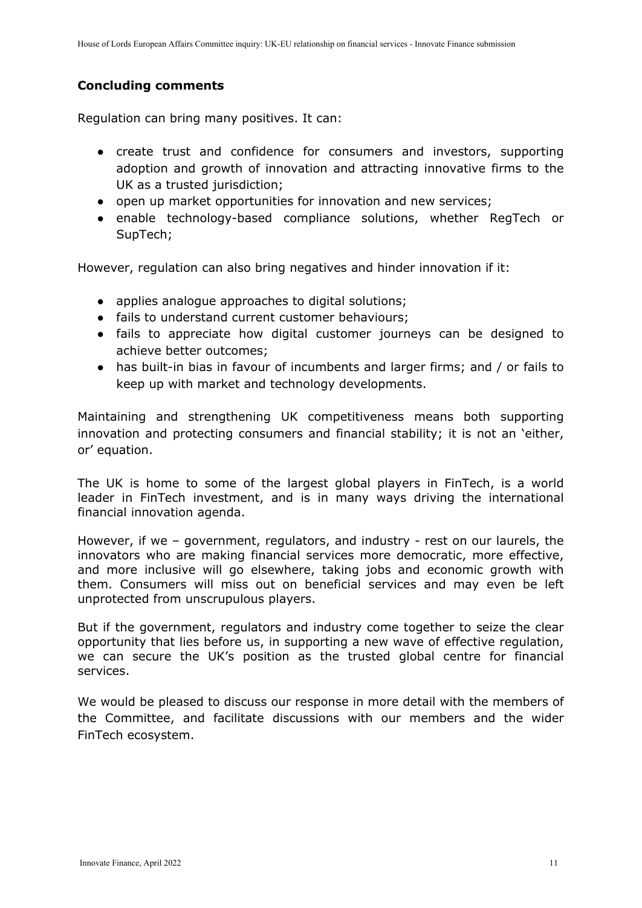## Concluding comments

Regulation can bring many positives. It can:

- create trust and confidence for consumers and investors, supporting adoption and growth of innovation and attracting innovative firms to the UK as a trusted jurisdiction;
- open up market opportunities for innovation and new services;
- enable technology-based compliance solutions, whether RegTech or SupTech;

However, regulation can also bring negatives and hinder innovation if it:

- applies analogue approaches to digital solutions;
- fails to understand current customer behaviours;
- fails to appreciate how digital customer journeys can be designed to achieve better outcomes;
- has built-in bias in favour of incumbents and larger firms; and / or fails to keep up with market and technology developments.

Maintaining and strengthening UK competitiveness means both supporting innovation and protecting consumers and financial stability; it is not an 'either, or' equation.

The UK is home to some of the largest global players in FinTech, is a world leader in FinTech investment, and is in many ways driving the international financial innovation agenda.

However, if we – government, regulators, and industry - rest on our laurels, the innovators who are making financial services more democratic, more effective, and more inclusive will go elsewhere, taking jobs and economic growth with them. Consumers will miss out on beneficial services and may even be left unprotected from unscrupulous players.

But if the government, regulators and industry come together to seize the clear opportunity that lies before us, in supporting a new wave of effective regulation, we can secure the UK's position as the trusted global centre for financial services.

We would be pleased to discuss our response in more detail with the members of the Committee, and facilitate discussions with our members and the wider FinTech ecosystem.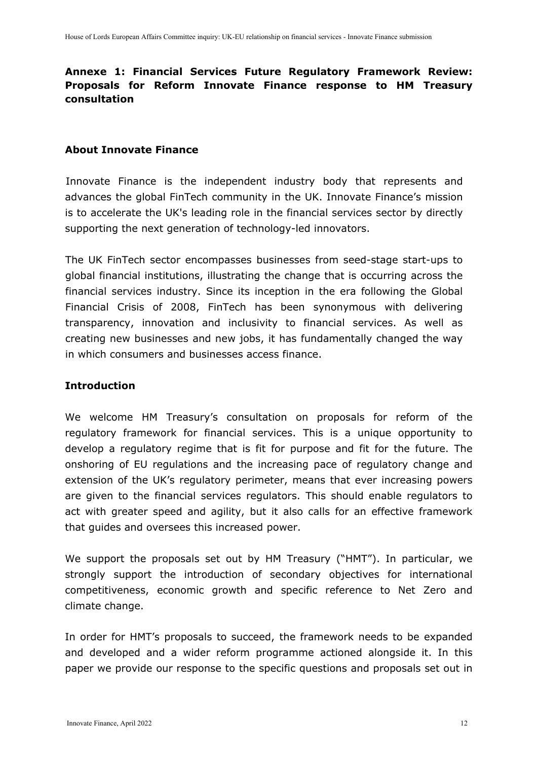## Annexe 1: Financial Services Future Regulatory Framework Review: Proposals for Reform Innovate Finance response to HM Treasury consultation

### About Innovate Finance

Innovate Finance is the independent industry body that represents and advances the global FinTech community in the UK. Innovate Finance's mission is to accelerate the UK's leading role in the financial services sector by directly supporting the next generation of technology-led innovators.

The UK FinTech sector encompasses businesses from seed-stage start-ups to global financial institutions, illustrating the change that is occurring across the financial services industry. Since its inception in the era following the Global Financial Crisis of 2008, FinTech has been synonymous with delivering transparency, innovation and inclusivity to financial services. As well as creating new businesses and new jobs, it has fundamentally changed the way in which consumers and businesses access finance.

### Introduction

We welcome HM Treasury's consultation on proposals for reform of the regulatory framework for financial services. This is a unique opportunity to develop a regulatory regime that is fit for purpose and fit for the future. The onshoring of EU regulations and the increasing pace of regulatory change and extension of the UK's regulatory perimeter, means that ever increasing powers are given to the financial services regulators. This should enable regulators to act with greater speed and agility, but it also calls for an effective framework that guides and oversees this increased power.

We support the proposals set out by HM Treasury ("HMT"). In particular, we strongly support the introduction of secondary objectives for international competitiveness, economic growth and specific reference to Net Zero and climate change.

In order for HMT's proposals to succeed, the framework needs to be expanded and developed and a wider reform programme actioned alongside it. In this paper we provide our response to the specific questions and proposals set out in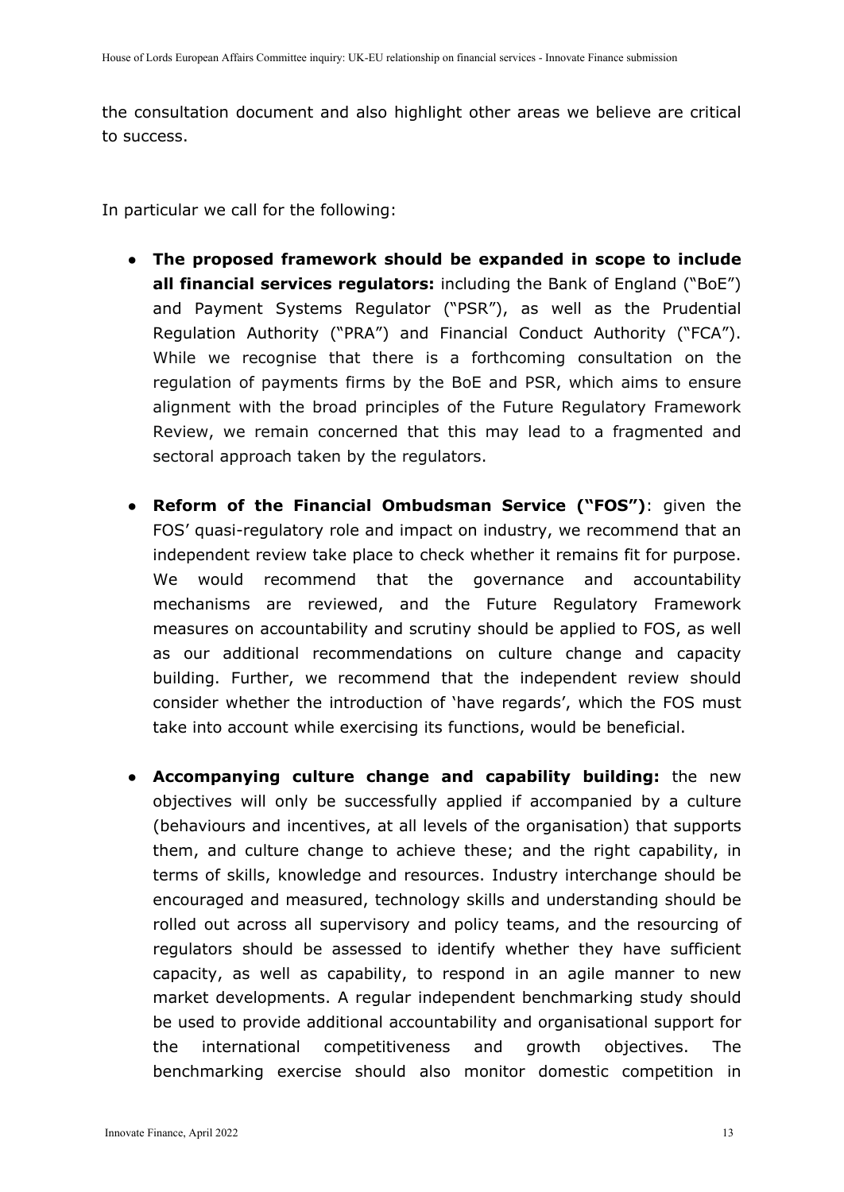the consultation document and also highlight other areas we believe are critical to success.

In particular we call for the following:

- **The proposed framework should be expanded in scope to include all financial services regulators:** including the Bank of England ("BoE") and Payment Systems Regulator ("PSR"), as well as the Prudential Regulation Authority ("PRA") and Financial Conduct Authority ("FCA"). While we recognise that there is a forthcoming consultation on the regulation of payments firms by the BoE and PSR, which aims to ensure alignment with the broad principles of the Future Regulatory Framework Review, we remain concerned that this may lead to a fragmented and sectoral approach taken by the regulators.

- **Reform of the Financial Ombudsman Service ("FOS")**: given the FOS' quasi-regulatory role and impact on industry, we recommend that an independent review take place to check whether it remains fit for purpose. We would recommend that the governance and accountability mechanisms are reviewed, and the Future Regulatory Framework measures on accountability and scrutiny should be applied to FOS, as well as our additional recommendations on culture change and capacity building. Further, we recommend that the independent review should consider whether the introduction of 'have regards', which the FOS must take into account while exercising its functions, would be beneficial.

- **Accompanying culture change and capability building:** the new objectives will only be successfully applied if accompanied by a culture (behaviours and incentives, at all levels of the organisation) that supports them, and culture change to achieve these; and the right capability, in terms of skills, knowledge and resources. Industry interchange should be encouraged and measured, technology skills and understanding should be rolled out across all supervisory and policy teams, and the resourcing of regulators should be assessed to identify whether they have sufficient capacity, as well as capability, to respond in an agile manner to new market developments. A regular independent benchmarking study should be used to provide additional accountability and organisational support for the international competitiveness and growth objectives. The benchmarking exercise should also monitor domestic competition in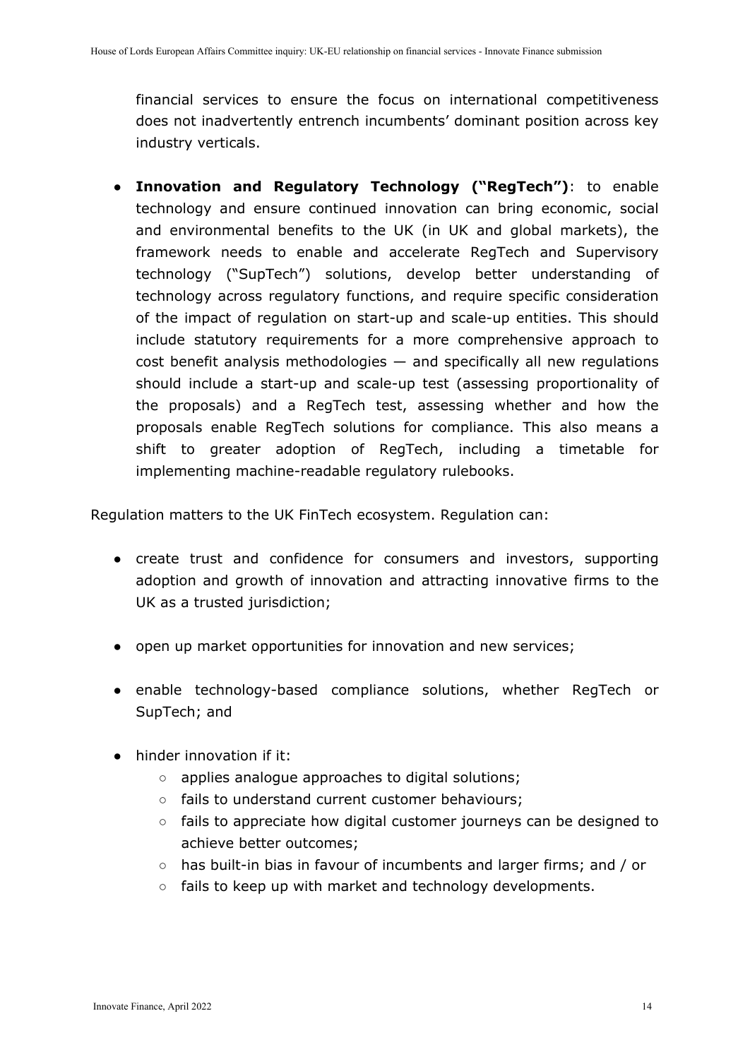financial services to ensure the focus on international competitiveness does not inadvertently entrench incumbents' dominant position across key industry verticals.

- **Innovation and Regulatory Technology ("RegTech")**: to enable technology and ensure continued innovation can bring economic, social and environmental benefits to the UK (in UK and global markets), the framework needs to enable and accelerate RegTech and Supervisory technology ("SupTech") solutions, develop better understanding of technology across regulatory functions, and require specific consideration of the impact of regulation on start-up and scale-up entities. This should include statutory requirements for a more comprehensive approach to cost benefit analysis methodologies — and specifically all new regulations should include a start-up and scale-up test (assessing proportionality of the proposals) and a RegTech test, assessing whether and how the proposals enable RegTech solutions for compliance. This also means a shift to greater adoption of RegTech, including a timetable for implementing machine-readable regulatory rulebooks.

Regulation matters to the UK FinTech ecosystem. Regulation can:

- create trust and confidence for consumers and investors, supporting adoption and growth of innovation and attracting innovative firms to the UK as a trusted jurisdiction;
- open up market opportunities for innovation and new services;
- enable technology-based compliance solutions, whether RegTech or SupTech; and
- hinder innovation if it:
  - applies analogue approaches to digital solutions;
  - fails to understand current customer behaviours;
  - fails to appreciate how digital customer journeys can be designed to achieve better outcomes;
  - has built-in bias in favour of incumbents and larger firms; and / or
  - fails to keep up with market and technology developments.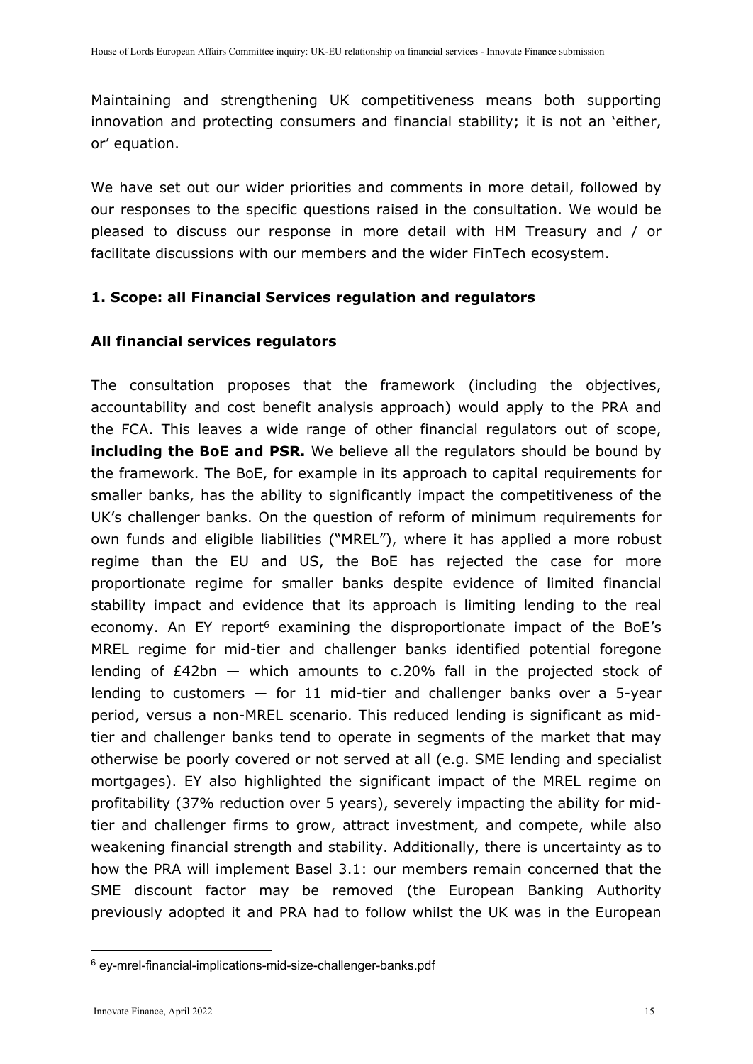Maintaining and strengthening UK competitiveness means both supporting innovation and protecting consumers and financial stability; it is not an 'either, or' equation.

We have set out our wider priorities and comments in more detail, followed by our responses to the specific questions raised in the consultation. We would be pleased to discuss our response in more detail with HM Treasury and / or facilitate discussions with our members and the wider FinTech ecosystem.

### 1. Scope: all Financial Services regulation and regulators

#### All financial services regulators

The consultation proposes that the framework (including the objectives, accountability and cost benefit analysis approach) would apply to the PRA and the FCA. This leaves a wide range of other financial regulators out of scope, **including the BoE and PSR.** We believe all the regulators should be bound by the framework. The BoE, for example in its approach to capital requirements for smaller banks, has the ability to significantly impact the competitiveness of the UK's challenger banks. On the question of reform of minimum requirements for own funds and eligible liabilities ("MREL"), where it has applied a more robust regime than the EU and US, the BoE has rejected the case for more proportionate regime for smaller banks despite evidence of limited financial stability impact and evidence that its approach is limiting lending to the real economy. An EY report[6] examining the disproportionate impact of the BoE's MREL regime for mid-tier and challenger banks identified potential foregone lending of £42bn — which amounts to c.20% fall in the projected stock of lending to customers — for 11 mid-tier and challenger banks over a 5-year period, versus a non-MREL scenario. This reduced lending is significant as mid-tier and challenger banks tend to operate in segments of the market that may otherwise be poorly covered or not served at all (e.g. SME lending and specialist mortgages). EY also highlighted the significant impact of the MREL regime on profitability (37% reduction over 5 years), severely impacting the ability for mid-tier and challenger firms to grow, attract investment, and compete, while also weakening financial strength and stability. Additionally, there is uncertainty as to how the PRA will implement Basel 3.1: our members remain concerned that the SME discount factor may be removed (the European Banking Authority previously adopted it and PRA had to follow whilst the UK was in the European

[6] ey-mrel-financial-implications-mid-size-challenger-banks.pdf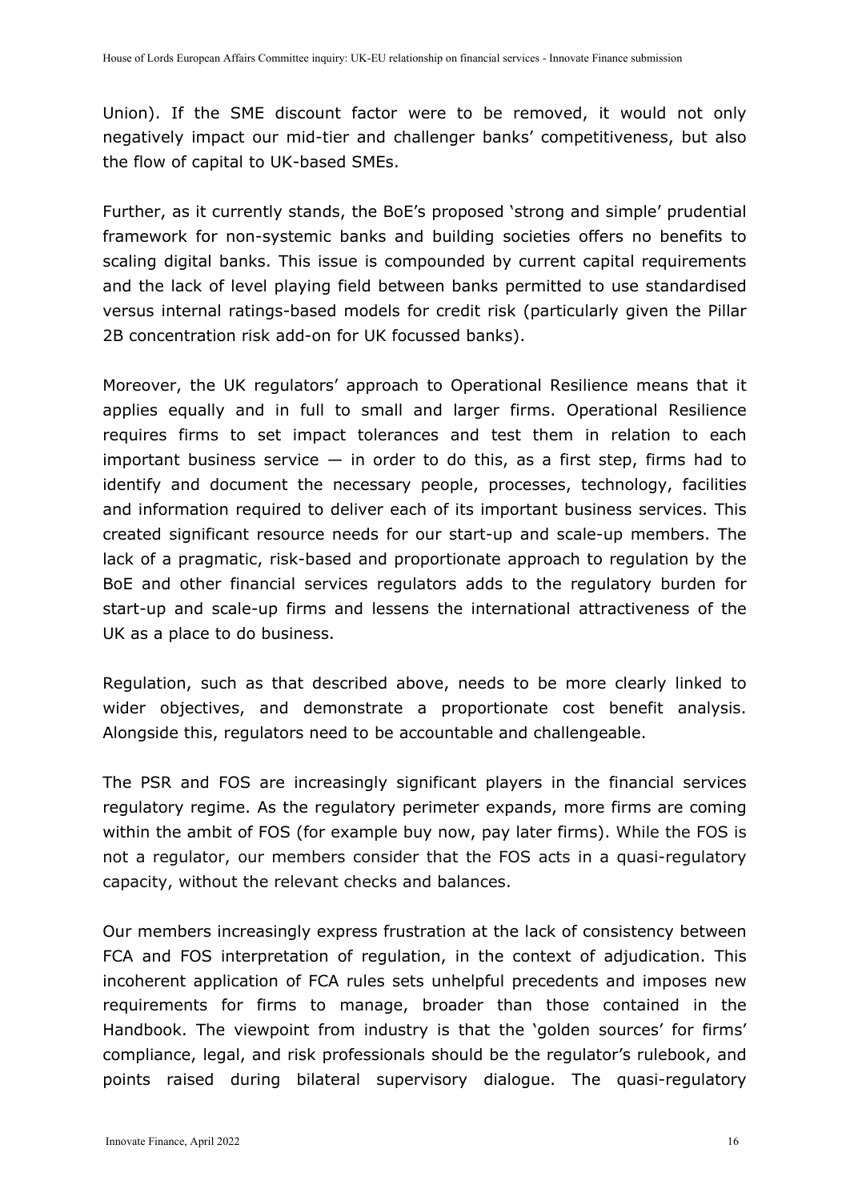Union). If the SME discount factor were to be removed, it would not only negatively impact our mid-tier and challenger banks' competitiveness, but also the flow of capital to UK-based SMEs.

Further, as it currently stands, the BoE's proposed 'strong and simple' prudential framework for non-systemic banks and building societies offers no benefits to scaling digital banks. This issue is compounded by current capital requirements and the lack of level playing field between banks permitted to use standardised versus internal ratings-based models for credit risk (particularly given the Pillar 2B concentration risk add-on for UK focussed banks).

Moreover, the UK regulators' approach to Operational Resilience means that it applies equally and in full to small and larger firms. Operational Resilience requires firms to set impact tolerances and test them in relation to each important business service — in order to do this, as a first step, firms had to identify and document the necessary people, processes, technology, facilities and information required to deliver each of its important business services. This created significant resource needs for our start-up and scale-up members. The lack of a pragmatic, risk-based and proportionate approach to regulation by the BoE and other financial services regulators adds to the regulatory burden for start-up and scale-up firms and lessens the international attractiveness of the UK as a place to do business.

Regulation, such as that described above, needs to be more clearly linked to wider objectives, and demonstrate a proportionate cost benefit analysis. Alongside this, regulators need to be accountable and challengeable.

The PSR and FOS are increasingly significant players in the financial services regulatory regime. As the regulatory perimeter expands, more firms are coming within the ambit of FOS (for example buy now, pay later firms). While the FOS is not a regulator, our members consider that the FOS acts in a quasi-regulatory capacity, without the relevant checks and balances.

Our members increasingly express frustration at the lack of consistency between FCA and FOS interpretation of regulation, in the context of adjudication. This incoherent application of FCA rules sets unhelpful precedents and imposes new requirements for firms to manage, broader than those contained in the Handbook. The viewpoint from industry is that the 'golden sources' for firms' compliance, legal, and risk professionals should be the regulator's rulebook, and points raised during bilateral supervisory dialogue. The quasi-regulatory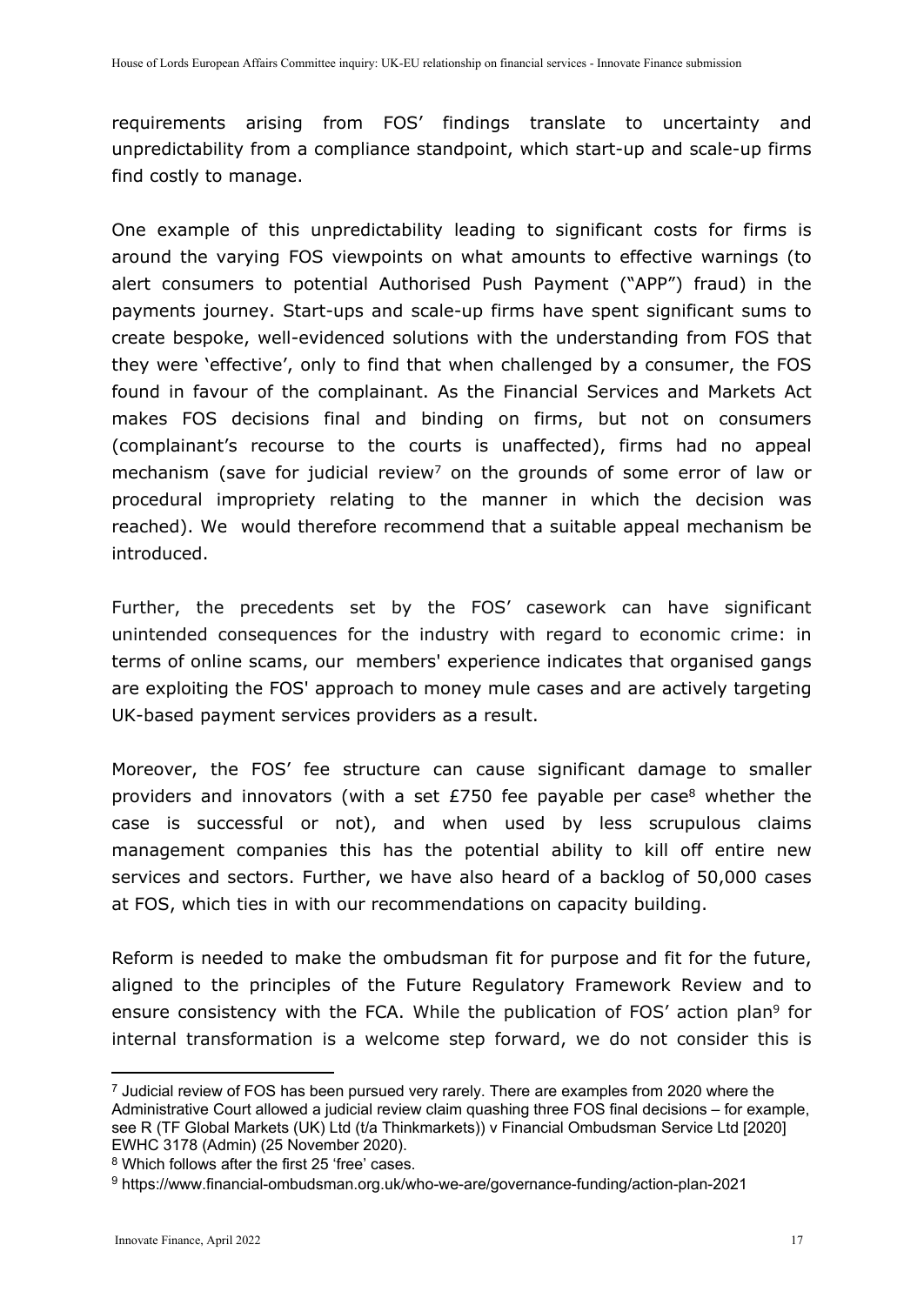requirements arising from FOS' findings translate to uncertainty and unpredictability from a compliance standpoint, which start-up and scale-up firms find costly to manage.

One example of this unpredictability leading to significant costs for firms is around the varying FOS viewpoints on what amounts to effective warnings (to alert consumers to potential Authorised Push Payment ("APP") fraud) in the payments journey. Start-ups and scale-up firms have spent significant sums to create bespoke, well-evidenced solutions with the understanding from FOS that they were 'effective', only to find that when challenged by a consumer, the FOS found in favour of the complainant. As the Financial Services and Markets Act makes FOS decisions final and binding on firms, but not on consumers (complainant's recourse to the courts is unaffected), firms had no appeal mechanism (save for judicial review[7] on the grounds of some error of law or procedural impropriety relating to the manner in which the decision was reached). We would therefore recommend that a suitable appeal mechanism be introduced.

Further, the precedents set by the FOS' casework can have significant unintended consequences for the industry with regard to economic crime: in terms of online scams, our members' experience indicates that organised gangs are exploiting the FOS' approach to money mule cases and are actively targeting UK-based payment services providers as a result.

Moreover, the FOS' fee structure can cause significant damage to smaller providers and innovators (with a set £750 fee payable per case[8] whether the case is successful or not), and when used by less scrupulous claims management companies this has the potential ability to kill off entire new services and sectors. Further, we have also heard of a backlog of 50,000 cases at FOS, which ties in with our recommendations on capacity building.

Reform is needed to make the ombudsman fit for purpose and fit for the future, aligned to the principles of the Future Regulatory Framework Review and to ensure consistency with the FCA. While the publication of FOS' action plan[9] for internal transformation is a welcome step forward, we do not consider this is

---

[7] Judicial review of FOS has been pursued very rarely. There are examples from 2020 where the Administrative Court allowed a judicial review claim quashing three FOS final decisions – for example, see R (TF Global Markets (UK) Ltd (t/a Thinkmarkets)) v Financial Ombudsman Service Ltd [2020] EWHC 3178 (Admin) (25 November 2020).

[8] Which follows after the first 25 'free' cases.

[9] https://www.financial-ombudsman.org.uk/who-we-are/governance-funding/action-plan-2021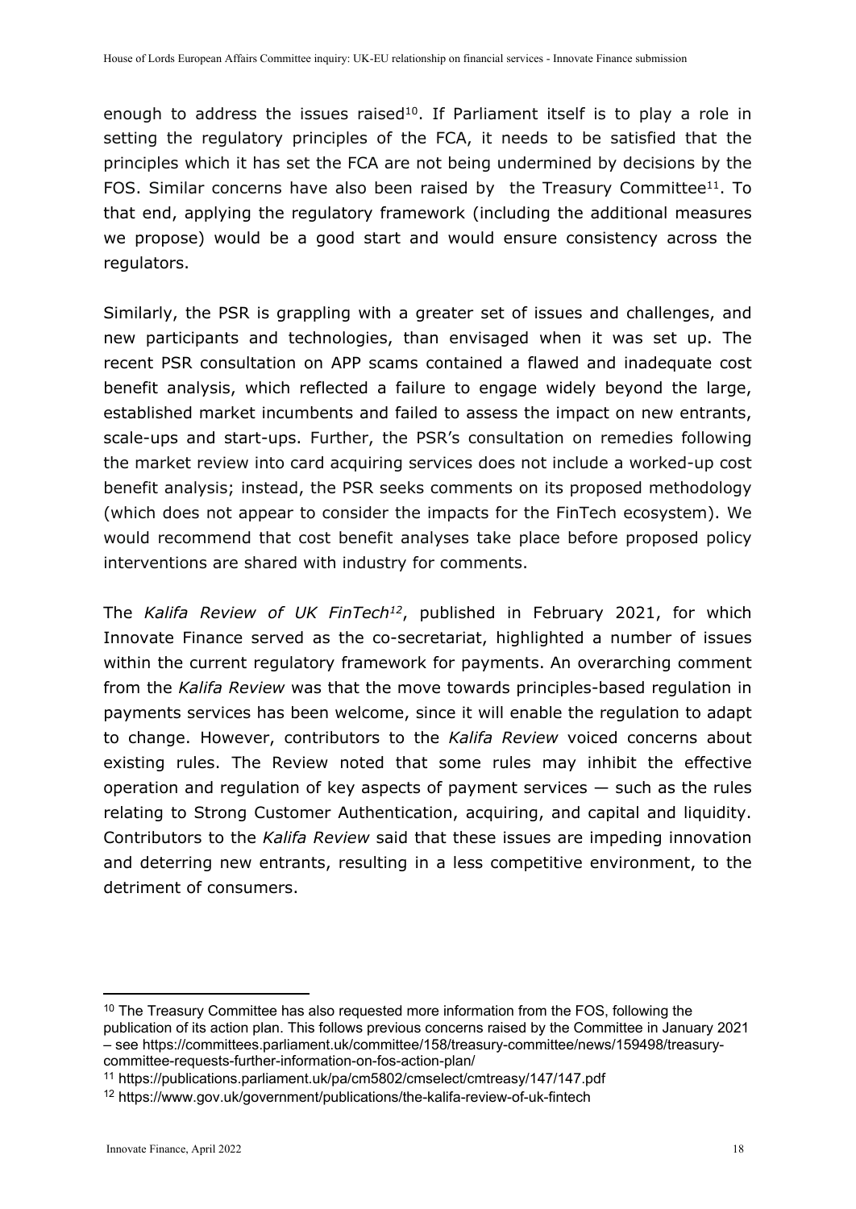enough to address the issues raised[10]. If Parliament itself is to play a role in setting the regulatory principles of the FCA, it needs to be satisfied that the principles which it has set the FCA are not being undermined by decisions by the FOS. Similar concerns have also been raised by the Treasury Committee[11]. To that end, applying the regulatory framework (including the additional measures we propose) would be a good start and would ensure consistency across the regulators.

Similarly, the PSR is grappling with a greater set of issues and challenges, and new participants and technologies, than envisaged when it was set up. The recent PSR consultation on APP scams contained a flawed and inadequate cost benefit analysis, which reflected a failure to engage widely beyond the large, established market incumbents and failed to assess the impact on new entrants, scale-ups and start-ups. Further, the PSR's consultation on remedies following the market review into card acquiring services does not include a worked-up cost benefit analysis; instead, the PSR seeks comments on its proposed methodology (which does not appear to consider the impacts for the FinTech ecosystem). We would recommend that cost benefit analyses take place before proposed policy interventions are shared with industry for comments.

The *Kalifa Review of UK FinTech*[12], published in February 2021, for which Innovate Finance served as the co-secretariat, highlighted a number of issues within the current regulatory framework for payments. An overarching comment from the *Kalifa Review* was that the move towards principles-based regulation in payments services has been welcome, since it will enable the regulation to adapt to change. However, contributors to the *Kalifa Review* voiced concerns about existing rules. The Review noted that some rules may inhibit the effective operation and regulation of key aspects of payment services — such as the rules relating to Strong Customer Authentication, acquiring, and capital and liquidity. Contributors to the *Kalifa Review* said that these issues are impeding innovation and deterring new entrants, resulting in a less competitive environment, to the detriment of consumers.

---

[10] The Treasury Committee has also requested more information from the FOS, following the publication of its action plan. This follows previous concerns raised by the Committee in January 2021 – see https://committees.parliament.uk/committee/158/treasury-committee/news/159498/treasury-committee-requests-further-information-on-fos-action-plan/

[11] https://publications.parliament.uk/pa/cm5802/cmselect/cmtreasy/147/147.pdf

[12] https://www.gov.uk/government/publications/the-kalifa-review-of-uk-fintech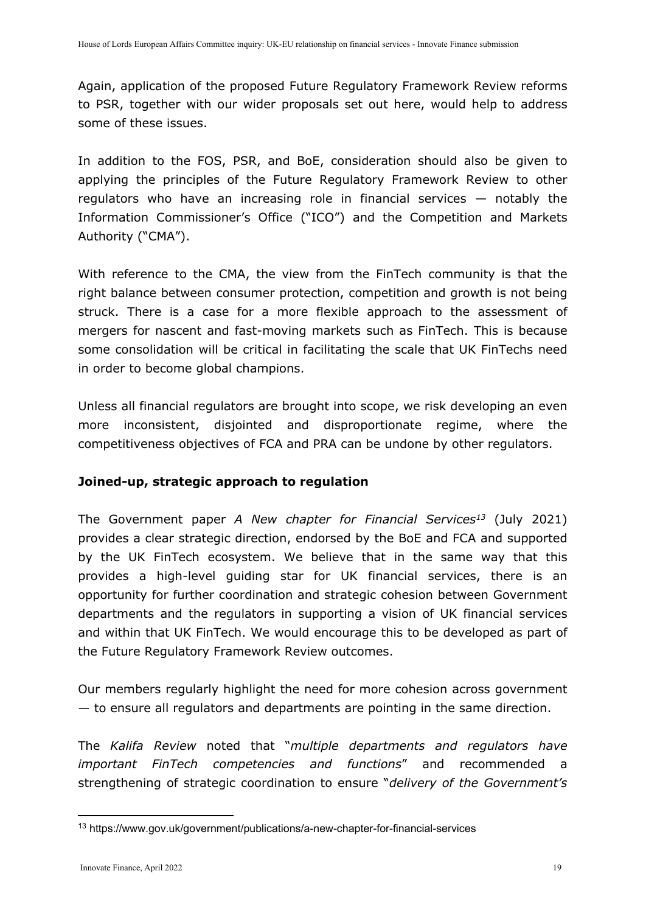Again, application of the proposed Future Regulatory Framework Review reforms to PSR, together with our wider proposals set out here, would help to address some of these issues.

In addition to the FOS, PSR, and BoE, consideration should also be given to applying the principles of the Future Regulatory Framework Review to other regulators who have an increasing role in financial services — notably the Information Commissioner's Office ("ICO") and the Competition and Markets Authority ("CMA").

With reference to the CMA, the view from the FinTech community is that the right balance between consumer protection, competition and growth is not being struck. There is a case for a more flexible approach to the assessment of mergers for nascent and fast-moving markets such as FinTech. This is because some consolidation will be critical in facilitating the scale that UK FinTechs need in order to become global champions.

Unless all financial regulators are brought into scope, we risk developing an even more inconsistent, disjointed and disproportionate regime, where the competitiveness objectives of FCA and PRA can be undone by other regulators.

**Joined-up, strategic approach to regulation**

The Government paper *A New chapter for Financial Services*[13] (July 2021) provides a clear strategic direction, endorsed by the BoE and FCA and supported by the UK FinTech ecosystem. We believe that in the same way that this provides a high-level guiding star for UK financial services, there is an opportunity for further coordination and strategic cohesion between Government departments and the regulators in supporting a vision of UK financial services and within that UK FinTech. We would encourage this to be developed as part of the Future Regulatory Framework Review outcomes.

Our members regularly highlight the need for more cohesion across government — to ensure all regulators and departments are pointing in the same direction.

The *Kalifa Review* noted that "*multiple departments and regulators have important FinTech competencies and functions*" and recommended a strengthening of strategic coordination to ensure "*delivery of the Government's*

[13] https://www.gov.uk/government/publications/a-new-chapter-for-financial-services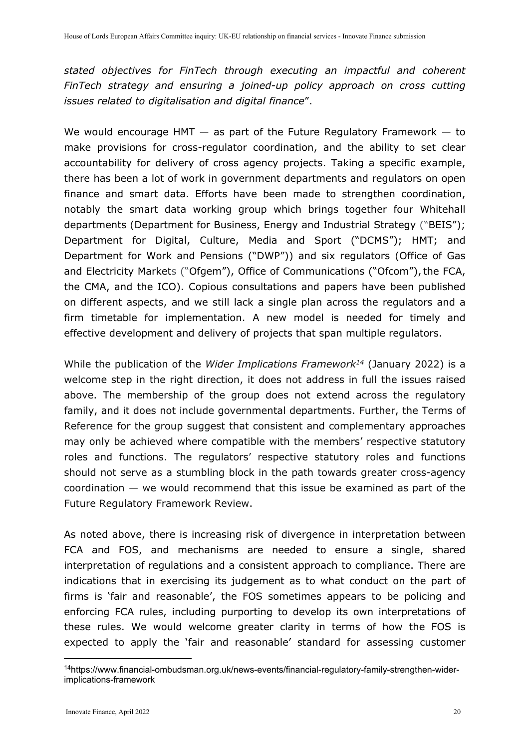*stated objectives for FinTech through executing an impactful and coherent FinTech strategy and ensuring a joined-up policy approach on cross cutting issues related to digitalisation and digital finance*".

We would encourage HMT — as part of the Future Regulatory Framework — to make provisions for cross-regulator coordination, and the ability to set clear accountability for delivery of cross agency projects. Taking a specific example, there has been a lot of work in government departments and regulators on open finance and smart data. Efforts have been made to strengthen coordination, notably the smart data working group which brings together four Whitehall departments (Department for Business, Energy and Industrial Strategy ("BEIS"); Department for Digital, Culture, Media and Sport ("DCMS"); HMT; and Department for Work and Pensions ("DWP")) and six regulators (Office of Gas and Electricity Markets ("Ofgem"), Office of Communications ("Ofcom"), the FCA, the CMA, and the ICO). Copious consultations and papers have been published on different aspects, and we still lack a single plan across the regulators and a firm timetable for implementation. A new model is needed for timely and effective development and delivery of projects that span multiple regulators.

While the publication of the *Wider Implications Framework*[14] (January 2022) is a welcome step in the right direction, it does not address in full the issues raised above. The membership of the group does not extend across the regulatory family, and it does not include governmental departments. Further, the Terms of Reference for the group suggest that consistent and complementary approaches may only be achieved where compatible with the members' respective statutory roles and functions. The regulators' respective statutory roles and functions should not serve as a stumbling block in the path towards greater cross-agency coordination — we would recommend that this issue be examined as part of the Future Regulatory Framework Review.

As noted above, there is increasing risk of divergence in interpretation between FCA and FOS, and mechanisms are needed to ensure a single, shared interpretation of regulations and a consistent approach to compliance. There are indications that in exercising its judgement as to what conduct on the part of firms is 'fair and reasonable', the FOS sometimes appears to be policing and enforcing FCA rules, including purporting to develop its own interpretations of these rules. We would welcome greater clarity in terms of how the FOS is expected to apply the 'fair and reasonable' standard for assessing customer

[14] https://www.financial-ombudsman.org.uk/news-events/financial-regulatory-family-strengthen-wider-implications-framework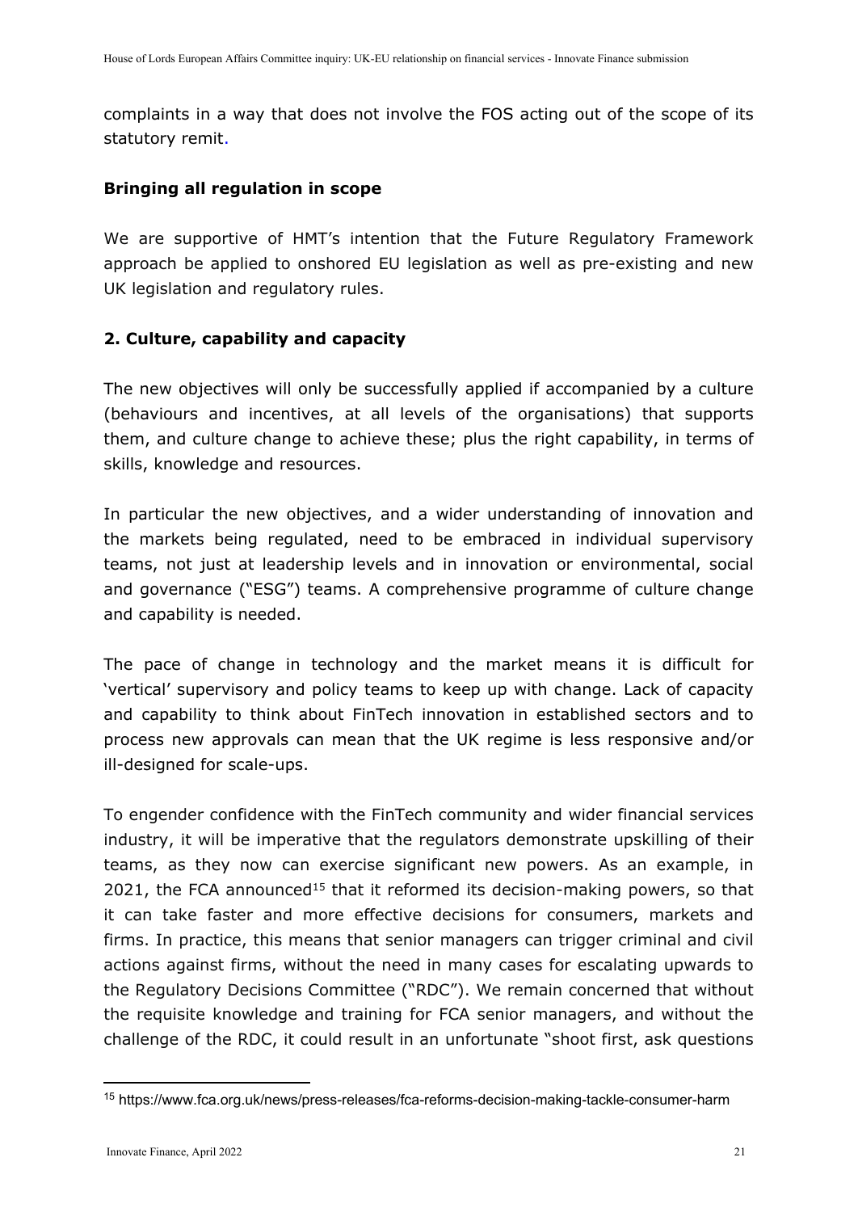complaints in a way that does not involve the FOS acting out of the scope of its statutory remit.

**Bringing all regulation in scope**

We are supportive of HMT's intention that the Future Regulatory Framework approach be applied to onshored EU legislation as well as pre-existing and new UK legislation and regulatory rules.

**2. Culture, capability and capacity**

The new objectives will only be successfully applied if accompanied by a culture (behaviours and incentives, at all levels of the organisations) that supports them, and culture change to achieve these; plus the right capability, in terms of skills, knowledge and resources.

In particular the new objectives, and a wider understanding of innovation and the markets being regulated, need to be embraced in individual supervisory teams, not just at leadership levels and in innovation or environmental, social and governance ("ESG") teams. A comprehensive programme of culture change and capability is needed.

The pace of change in technology and the market means it is difficult for 'vertical' supervisory and policy teams to keep up with change. Lack of capacity and capability to think about FinTech innovation in established sectors and to process new approvals can mean that the UK regime is less responsive and/or ill-designed for scale-ups.

To engender confidence with the FinTech community and wider financial services industry, it will be imperative that the regulators demonstrate upskilling of their teams, as they now can exercise significant new powers. As an example, in 2021, the FCA announced[15] that it reformed its decision-making powers, so that it can take faster and more effective decisions for consumers, markets and firms. In practice, this means that senior managers can trigger criminal and civil actions against firms, without the need in many cases for escalating upwards to the Regulatory Decisions Committee ("RDC"). We remain concerned that without the requisite knowledge and training for FCA senior managers, and without the challenge of the RDC, it could result in an unfortunate "shoot first, ask questions

[15] https://www.fca.org.uk/news/press-releases/fca-reforms-decision-making-tackle-consumer-harm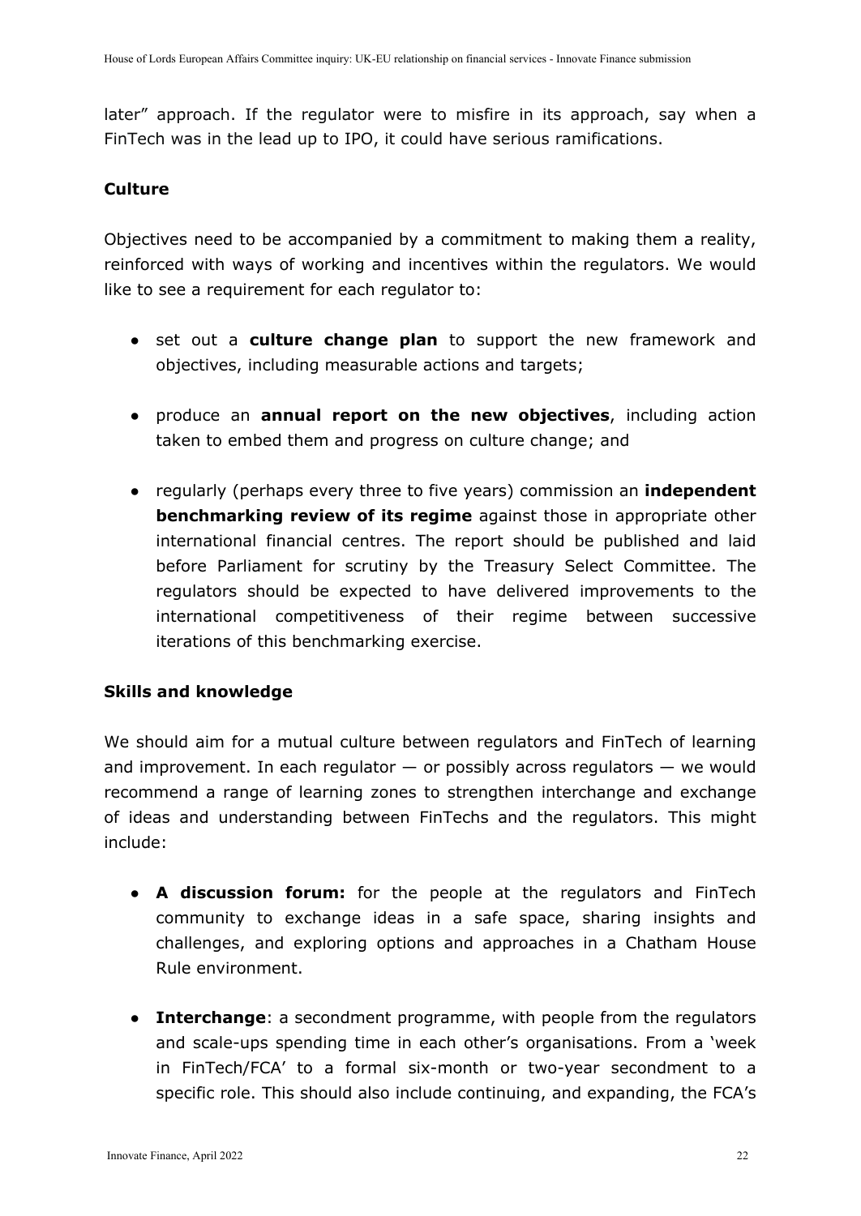later" approach. If the regulator were to misfire in its approach, say when a FinTech was in the lead up to IPO, it could have serious ramifications.

### Culture

Objectives need to be accompanied by a commitment to making them a reality, reinforced with ways of working and incentives within the regulators. We would like to see a requirement for each regulator to:

- set out a **culture change plan** to support the new framework and objectives, including measurable actions and targets;
- produce an **annual report on the new objectives**, including action taken to embed them and progress on culture change; and
- regularly (perhaps every three to five years) commission an **independent benchmarking review of its regime** against those in appropriate other international financial centres. The report should be published and laid before Parliament for scrutiny by the Treasury Select Committee. The regulators should be expected to have delivered improvements to the international competitiveness of their regime between successive iterations of this benchmarking exercise.

### Skills and knowledge

We should aim for a mutual culture between regulators and FinTech of learning and improvement. In each regulator — or possibly across regulators — we would recommend a range of learning zones to strengthen interchange and exchange of ideas and understanding between FinTechs and the regulators. This might include:

- **A discussion forum:** for the people at the regulators and FinTech community to exchange ideas in a safe space, sharing insights and challenges, and exploring options and approaches in a Chatham House Rule environment.
- **Interchange**: a secondment programme, with people from the regulators and scale-ups spending time in each other's organisations. From a 'week in FinTech/FCA' to a formal six-month or two-year secondment to a specific role. This should also include continuing, and expanding, the FCA's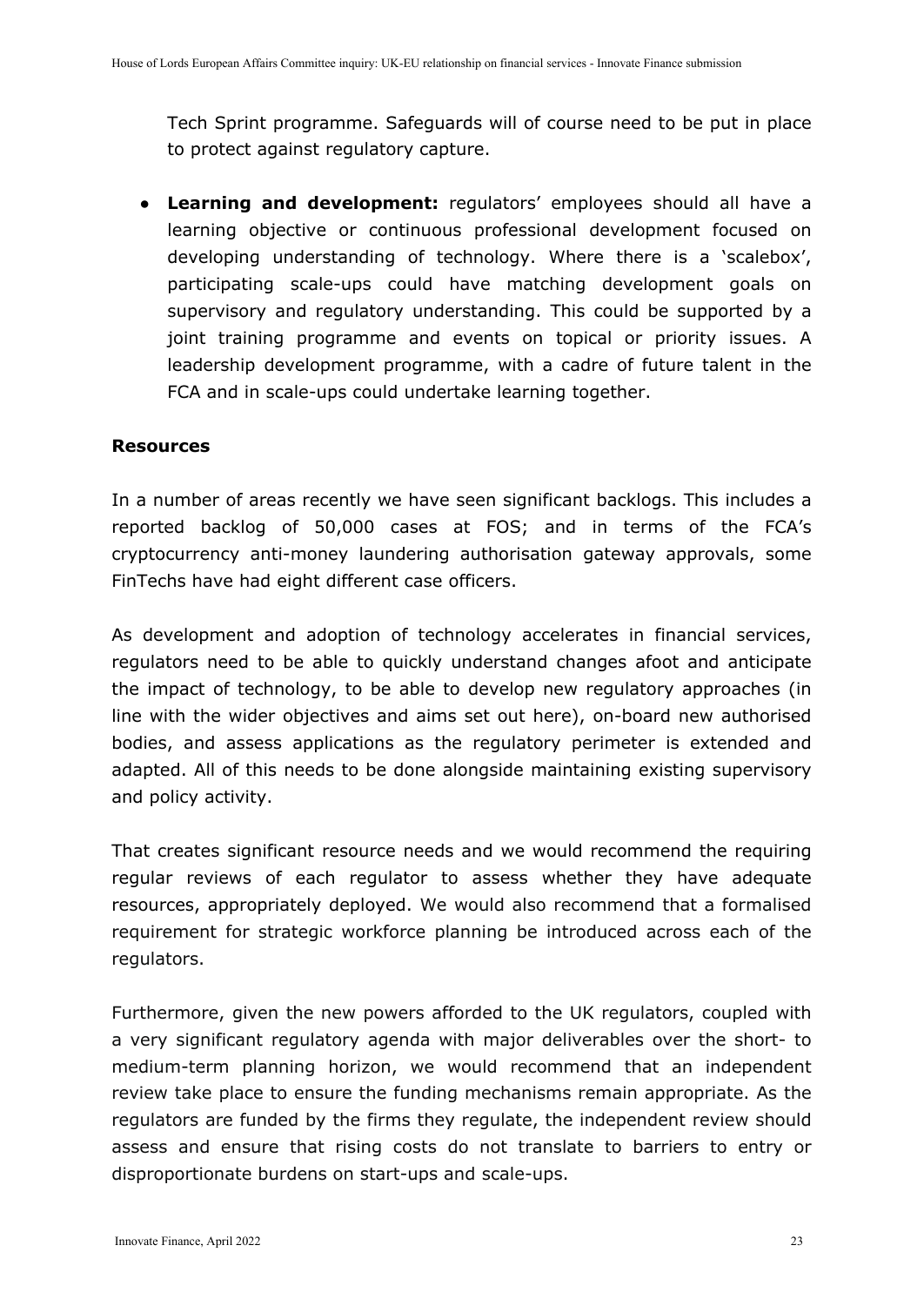Tech Sprint programme. Safeguards will of course need to be put in place to protect against regulatory capture.

- **Learning and development:** regulators' employees should all have a learning objective or continuous professional development focused on developing understanding of technology. Where there is a 'scalebox', participating scale-ups could have matching development goals on supervisory and regulatory understanding. This could be supported by a joint training programme and events on topical or priority issues. A leadership development programme, with a cadre of future talent in the FCA and in scale-ups could undertake learning together.

**Resources**

In a number of areas recently we have seen significant backlogs. This includes a reported backlog of 50,000 cases at FOS; and in terms of the FCA's cryptocurrency anti-money laundering authorisation gateway approvals, some FinTechs have had eight different case officers.

As development and adoption of technology accelerates in financial services, regulators need to be able to quickly understand changes afoot and anticipate the impact of technology, to be able to develop new regulatory approaches (in line with the wider objectives and aims set out here), on-board new authorised bodies, and assess applications as the regulatory perimeter is extended and adapted. All of this needs to be done alongside maintaining existing supervisory and policy activity.

That creates significant resource needs and we would recommend the requiring regular reviews of each regulator to assess whether they have adequate resources, appropriately deployed. We would also recommend that a formalised requirement for strategic workforce planning be introduced across each of the regulators.

Furthermore, given the new powers afforded to the UK regulators, coupled with a very significant regulatory agenda with major deliverables over the short- to medium-term planning horizon, we would recommend that an independent review take place to ensure the funding mechanisms remain appropriate. As the regulators are funded by the firms they regulate, the independent review should assess and ensure that rising costs do not translate to barriers to entry or disproportionate burdens on start-ups and scale-ups.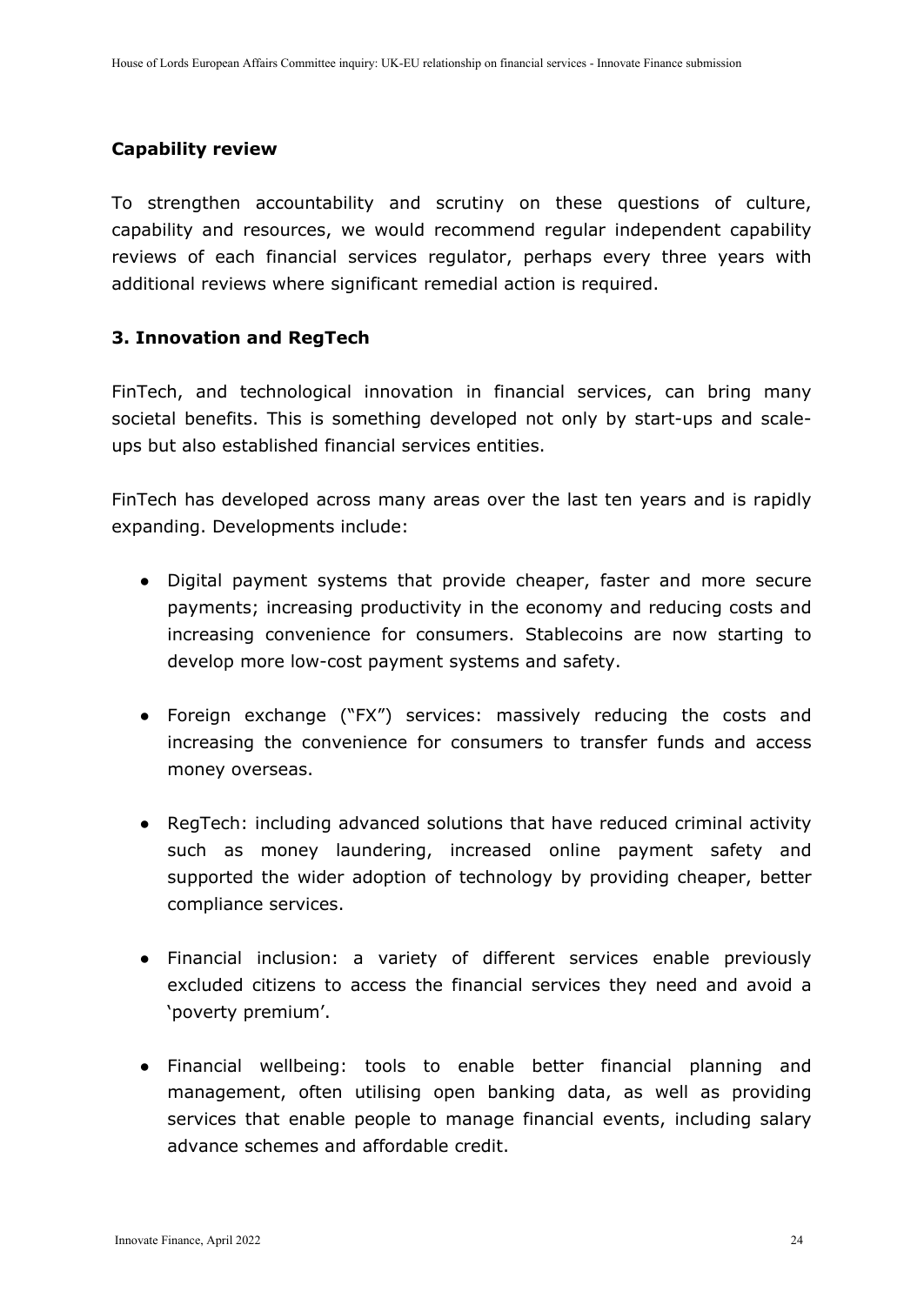### Capability review

To strengthen accountability and scrutiny on these questions of culture, capability and resources, we would recommend regular independent capability reviews of each financial services regulator, perhaps every three years with additional reviews where significant remedial action is required.

## 3. Innovation and RegTech

FinTech, and technological innovation in financial services, can bring many societal benefits. This is something developed not only by start-ups and scale-ups but also established financial services entities.

FinTech has developed across many areas over the last ten years and is rapidly expanding. Developments include:

- Digital payment systems that provide cheaper, faster and more secure payments; increasing productivity in the economy and reducing costs and increasing convenience for consumers. Stablecoins are now starting to develop more low-cost payment systems and safety.
- Foreign exchange ("FX") services: massively reducing the costs and increasing the convenience for consumers to transfer funds and access money overseas.
- RegTech: including advanced solutions that have reduced criminal activity such as money laundering, increased online payment safety and supported the wider adoption of technology by providing cheaper, better compliance services.
- Financial inclusion: a variety of different services enable previously excluded citizens to access the financial services they need and avoid a 'poverty premium'.
- Financial wellbeing: tools to enable better financial planning and management, often utilising open banking data, as well as providing services that enable people to manage financial events, including salary advance schemes and affordable credit.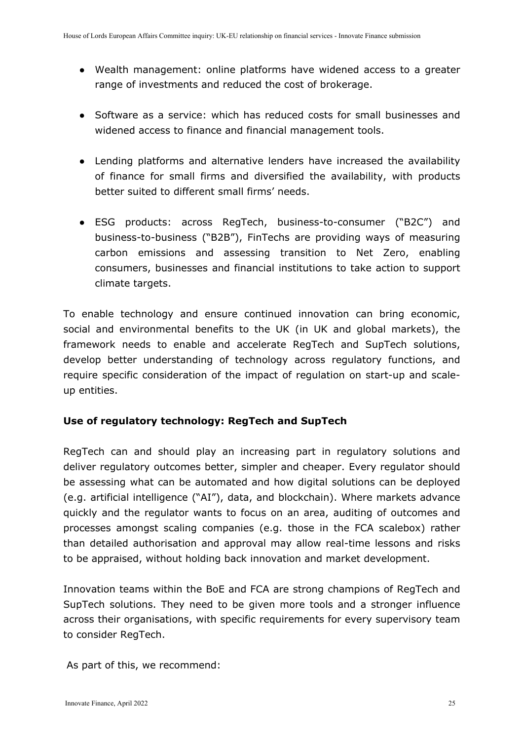- Wealth management: online platforms have widened access to a greater range of investments and reduced the cost of brokerage.

- Software as a service: which has reduced costs for small businesses and widened access to finance and financial management tools.

- Lending platforms and alternative lenders have increased the availability of finance for small firms and diversified the availability, with products better suited to different small firms' needs.

- ESG products: across RegTech, business-to-consumer ("B2C") and business-to-business ("B2B"), FinTechs are providing ways of measuring carbon emissions and assessing transition to Net Zero, enabling consumers, businesses and financial institutions to take action to support climate targets.

To enable technology and ensure continued innovation can bring economic, social and environmental benefits to the UK (in UK and global markets), the framework needs to enable and accelerate RegTech and SupTech solutions, develop better understanding of technology across regulatory functions, and require specific consideration of the impact of regulation on start-up and scale-up entities.

**Use of regulatory technology: RegTech and SupTech**

RegTech can and should play an increasing part in regulatory solutions and deliver regulatory outcomes better, simpler and cheaper. Every regulator should be assessing what can be automated and how digital solutions can be deployed (e.g. artificial intelligence ("AI"), data, and blockchain). Where markets advance quickly and the regulator wants to focus on an area, auditing of outcomes and processes amongst scaling companies (e.g. those in the FCA scalebox) rather than detailed authorisation and approval may allow real-time lessons and risks to be appraised, without holding back innovation and market development.

Innovation teams within the BoE and FCA are strong champions of RegTech and SupTech solutions. They need to be given more tools and a stronger influence across their organisations, with specific requirements for every supervisory team to consider RegTech.

As part of this, we recommend: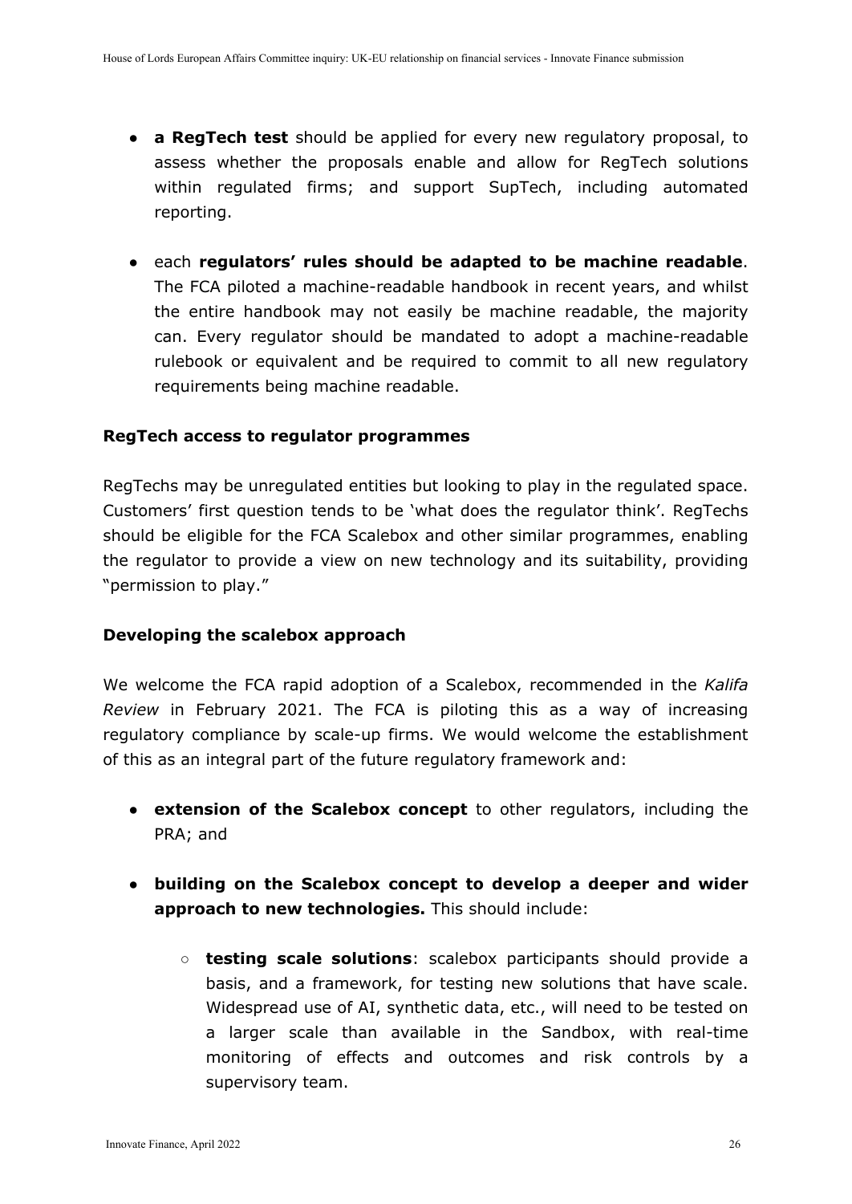- **a RegTech test** should be applied for every new regulatory proposal, to assess whether the proposals enable and allow for RegTech solutions within regulated firms; and support SupTech, including automated reporting.

- each **regulators' rules should be adapted to be machine readable**. The FCA piloted a machine-readable handbook in recent years, and whilst the entire handbook may not easily be machine readable, the majority can. Every regulator should be mandated to adopt a machine-readable rulebook or equivalent and be required to commit to all new regulatory requirements being machine readable.

**RegTech access to regulator programmes**

RegTechs may be unregulated entities but looking to play in the regulated space. Customers' first question tends to be 'what does the regulator think'. RegTechs should be eligible for the FCA Scalebox and other similar programmes, enabling the regulator to provide a view on new technology and its suitability, providing "permission to play."

**Developing the scalebox approach**

We welcome the FCA rapid adoption of a Scalebox, recommended in the *Kalifa Review* in February 2021. The FCA is piloting this as a way of increasing regulatory compliance by scale-up firms. We would welcome the establishment of this as an integral part of the future regulatory framework and:

- **extension of the Scalebox concept** to other regulators, including the PRA; and

- **building on the Scalebox concept to develop a deeper and wider approach to new technologies.** This should include:

    - **testing scale solutions**: scalebox participants should provide a basis, and a framework, for testing new solutions that have scale. Widespread use of AI, synthetic data, etc., will need to be tested on a larger scale than available in the Sandbox, with real-time monitoring of effects and outcomes and risk controls by a supervisory team.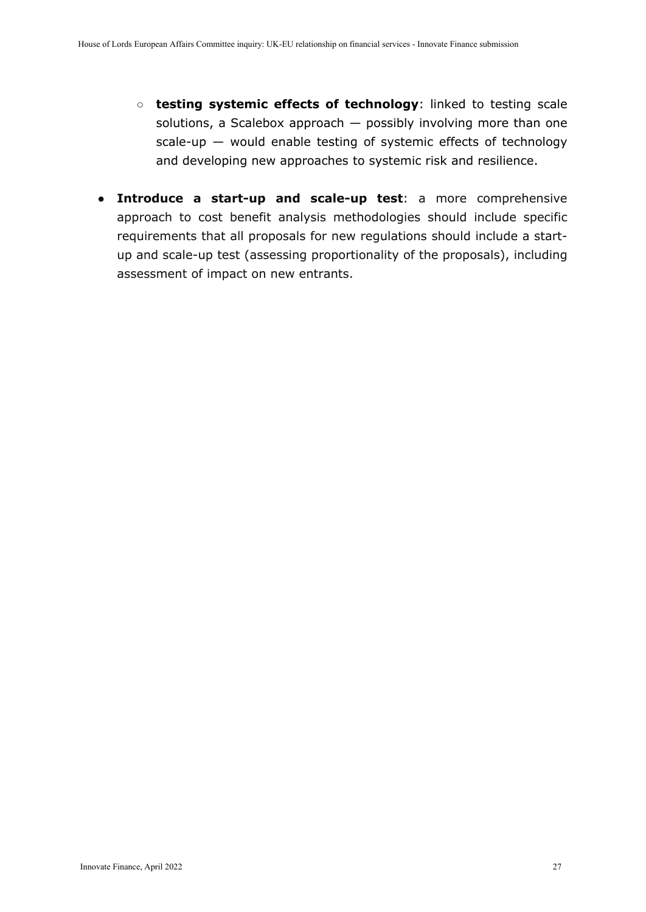- **testing systemic effects of technology**: linked to testing scale solutions, a Scalebox approach — possibly involving more than one scale-up — would enable testing of systemic effects of technology and developing new approaches to systemic risk and resilience.

- **Introduce a start-up and scale-up test**: a more comprehensive approach to cost benefit analysis methodologies should include specific requirements that all proposals for new regulations should include a start-up and scale-up test (assessing proportionality of the proposals), including assessment of impact on new entrants.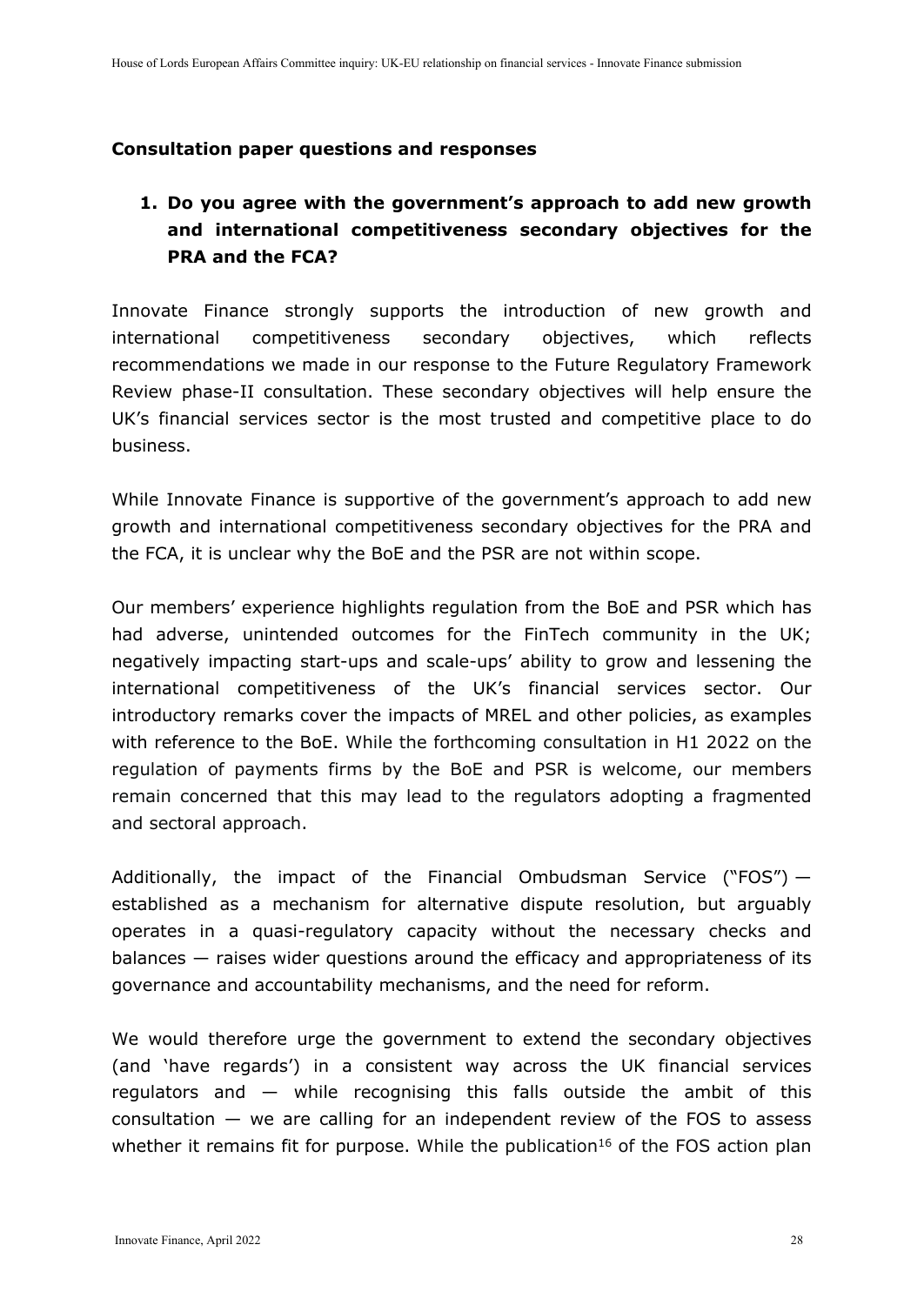**Consultation paper questions and responses**

1. **Do you agree with the government's approach to add new growth and international competitiveness secondary objectives for the PRA and the FCA?**

Innovate Finance strongly supports the introduction of new growth and international competitiveness secondary objectives, which reflects recommendations we made in our response to the Future Regulatory Framework Review phase-II consultation. These secondary objectives will help ensure the UK's financial services sector is the most trusted and competitive place to do business.

While Innovate Finance is supportive of the government's approach to add new growth and international competitiveness secondary objectives for the PRA and the FCA, it is unclear why the BoE and the PSR are not within scope.

Our members' experience highlights regulation from the BoE and PSR which has had adverse, unintended outcomes for the FinTech community in the UK; negatively impacting start-ups and scale-ups' ability to grow and lessening the international competitiveness of the UK's financial services sector. Our introductory remarks cover the impacts of MREL and other policies, as examples with reference to the BoE. While the forthcoming consultation in H1 2022 on the regulation of payments firms by the BoE and PSR is welcome, our members remain concerned that this may lead to the regulators adopting a fragmented and sectoral approach.

Additionally, the impact of the Financial Ombudsman Service ("FOS") — established as a mechanism for alternative dispute resolution, but arguably operates in a quasi-regulatory capacity without the necessary checks and balances — raises wider questions around the efficacy and appropriateness of its governance and accountability mechanisms, and the need for reform.

We would therefore urge the government to extend the secondary objectives (and 'have regards') in a consistent way across the UK financial services regulators and — while recognising this falls outside the ambit of this consultation — we are calling for an independent review of the FOS to assess whether it remains fit for purpose. While the publication[16] of the FOS action plan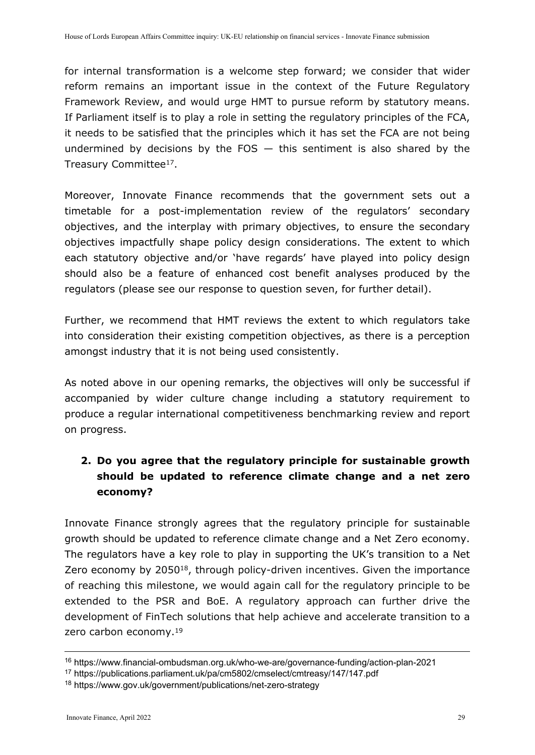for internal transformation is a welcome step forward; we consider that wider reform remains an important issue in the context of the Future Regulatory Framework Review, and would urge HMT to pursue reform by statutory means. If Parliament itself is to play a role in setting the regulatory principles of the FCA, it needs to be satisfied that the principles which it has set the FCA are not being undermined by decisions by the FOS — this sentiment is also shared by the Treasury Committee[17].

Moreover, Innovate Finance recommends that the government sets out a timetable for a post-implementation review of the regulators' secondary objectives, and the interplay with primary objectives, to ensure the secondary objectives impactfully shape policy design considerations. The extent to which each statutory objective and/or 'have regards' have played into policy design should also be a feature of enhanced cost benefit analyses produced by the regulators (please see our response to question seven, for further detail).

Further, we recommend that HMT reviews the extent to which regulators take into consideration their existing competition objectives, as there is a perception amongst industry that it is not being used consistently.

As noted above in our opening remarks, the objectives will only be successful if accompanied by wider culture change including a statutory requirement to produce a regular international competitiveness benchmarking review and report on progress.

2. **Do you agree that the regulatory principle for sustainable growth should be updated to reference climate change and a net zero economy?**

Innovate Finance strongly agrees that the regulatory principle for sustainable growth should be updated to reference climate change and a Net Zero economy. The regulators have a key role to play in supporting the UK's transition to a Net Zero economy by 2050[18], through policy-driven incentives. Given the importance of reaching this milestone, we would again call for the regulatory principle to be extended to the PSR and BoE. A regulatory approach can further drive the development of FinTech solutions that help achieve and accelerate transition to a zero carbon economy.[19]

---

[16] https://www.financial-ombudsman.org.uk/who-we-are/governance-funding/action-plan-2021

[17] https://publications.parliament.uk/pa/cm5802/cmselect/cmtreasy/147/147.pdf

[18] https://www.gov.uk/government/publications/net-zero-strategy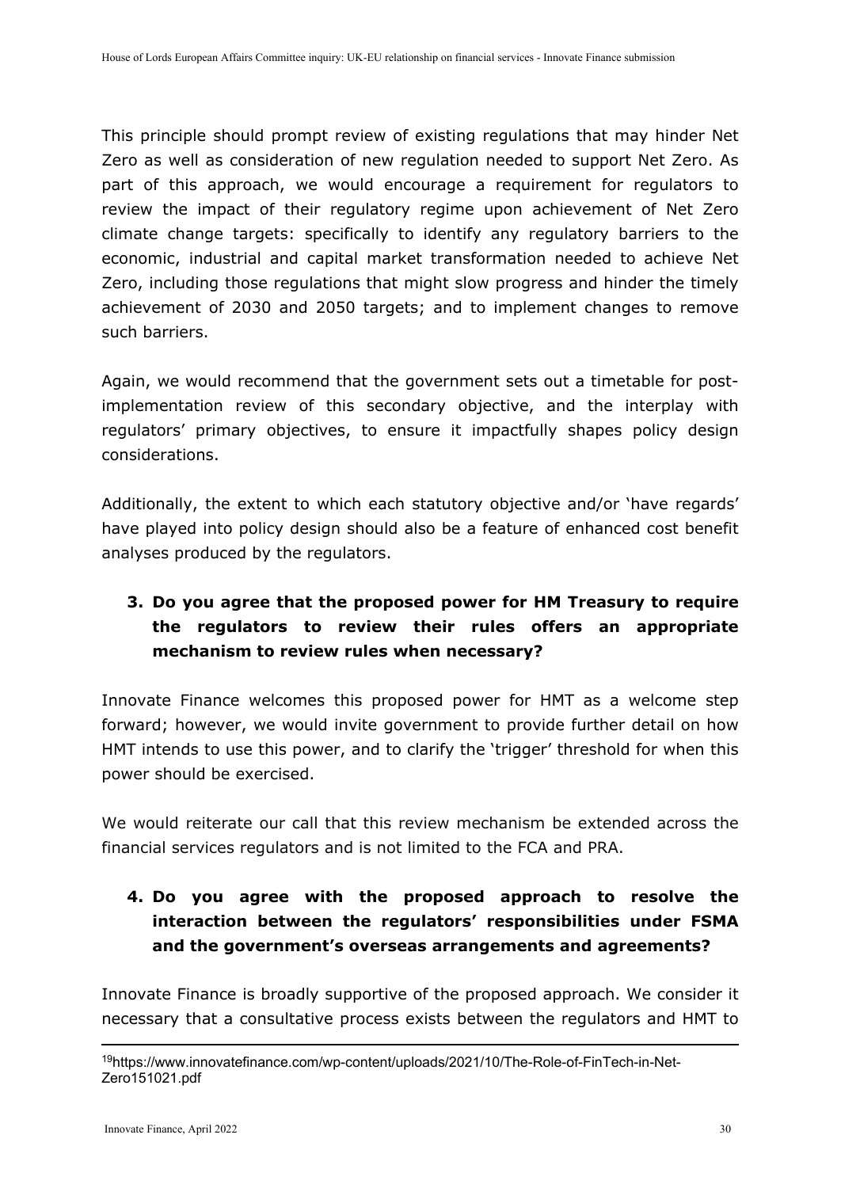This principle should prompt review of existing regulations that may hinder Net Zero as well as consideration of new regulation needed to support Net Zero. As part of this approach, we would encourage a requirement for regulators to review the impact of their regulatory regime upon achievement of Net Zero climate change targets: specifically to identify any regulatory barriers to the economic, industrial and capital market transformation needed to achieve Net Zero, including those regulations that might slow progress and hinder the timely achievement of 2030 and 2050 targets; and to implement changes to remove such barriers.

Again, we would recommend that the government sets out a timetable for post-implementation review of this secondary objective, and the interplay with regulators' primary objectives, to ensure it impactfully shapes policy design considerations.

Additionally, the extent to which each statutory objective and/or 'have regards' have played into policy design should also be a feature of enhanced cost benefit analyses produced by the regulators.

**3. Do you agree that the proposed power for HM Treasury to require the regulators to review their rules offers an appropriate mechanism to review rules when necessary?**

Innovate Finance welcomes this proposed power for HMT as a welcome step forward; however, we would invite government to provide further detail on how HMT intends to use this power, and to clarify the 'trigger' threshold for when this power should be exercised.

We would reiterate our call that this review mechanism be extended across the financial services regulators and is not limited to the FCA and PRA.

**4. Do you agree with the proposed approach to resolve the interaction between the regulators' responsibilities under FSMA and the government's overseas arrangements and agreements?**

Innovate Finance is broadly supportive of the proposed approach. We consider it necessary that a consultative process exists between the regulators and HMT to

---

[19] https://www.innovatefinance.com/wp-content/uploads/2021/10/The-Role-of-FinTech-in-Net-Zero151021.pdf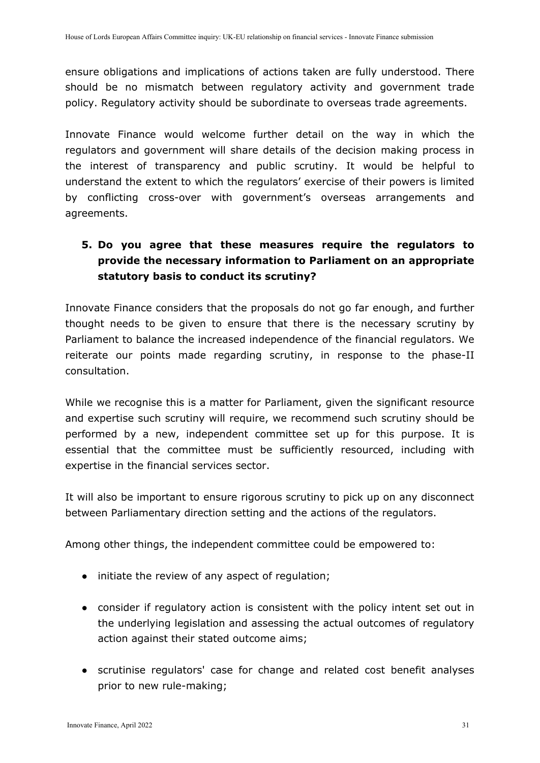ensure obligations and implications of actions taken are fully understood. There should be no mismatch between regulatory activity and government trade policy. Regulatory activity should be subordinate to overseas trade agreements.

Innovate Finance would welcome further detail on the way in which the regulators and government will share details of the decision making process in the interest of transparency and public scrutiny. It would be helpful to understand the extent to which the regulators' exercise of their powers is limited by conflicting cross-over with government's overseas arrangements and agreements.

5. **Do you agree that these measures require the regulators to provide the necessary information to Parliament on an appropriate statutory basis to conduct its scrutiny?**

Innovate Finance considers that the proposals do not go far enough, and further thought needs to be given to ensure that there is the necessary scrutiny by Parliament to balance the increased independence of the financial regulators. We reiterate our points made regarding scrutiny, in response to the phase-II consultation.

While we recognise this is a matter for Parliament, given the significant resource and expertise such scrutiny will require, we recommend such scrutiny should be performed by a new, independent committee set up for this purpose. It is essential that the committee must be sufficiently resourced, including with expertise in the financial services sector.

It will also be important to ensure rigorous scrutiny to pick up on any disconnect between Parliamentary direction setting and the actions of the regulators.

Among other things, the independent committee could be empowered to:

- initiate the review of any aspect of regulation;
- consider if regulatory action is consistent with the policy intent set out in the underlying legislation and assessing the actual outcomes of regulatory action against their stated outcome aims;
- scrutinise regulators' case for change and related cost benefit analyses prior to new rule-making;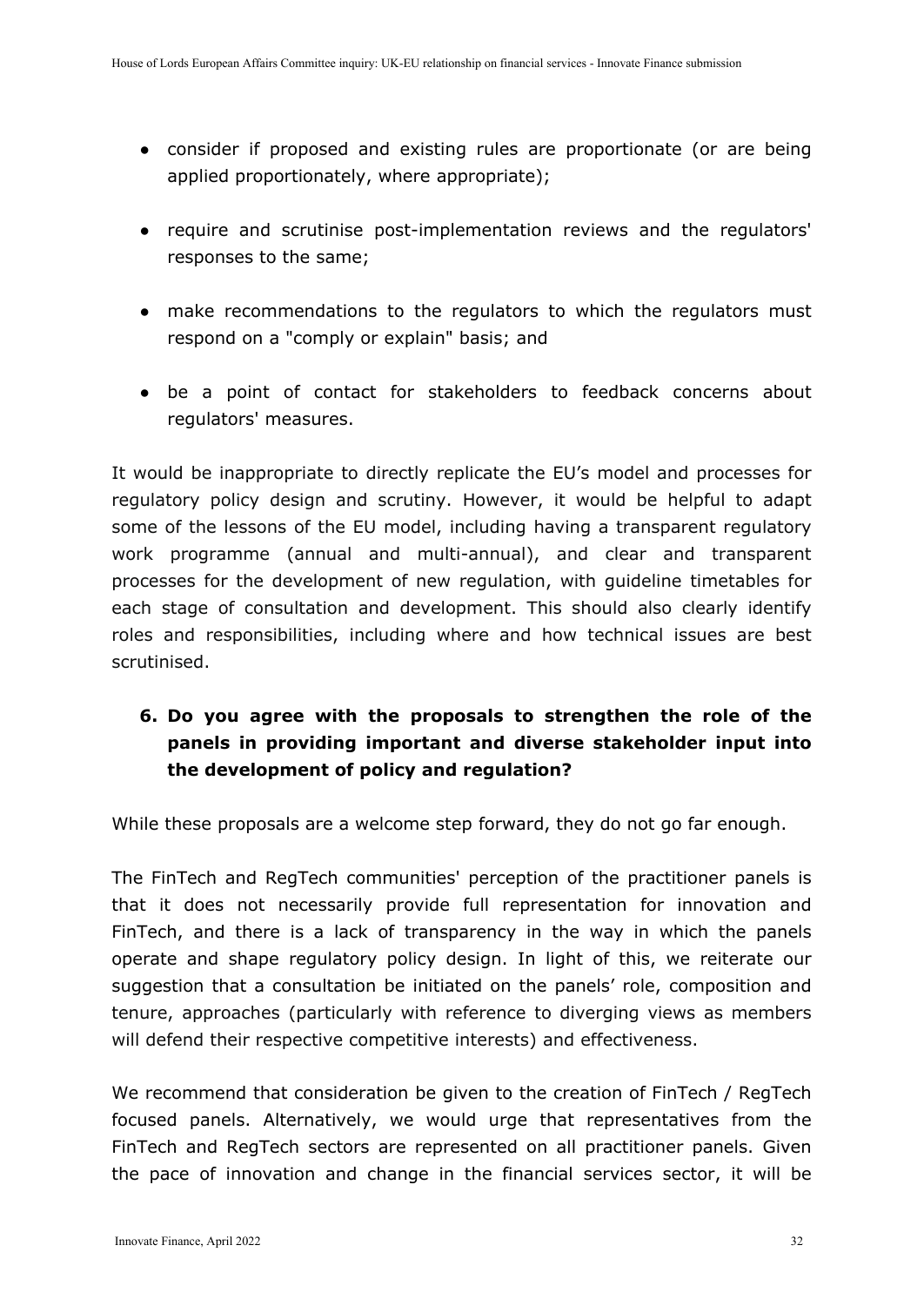- consider if proposed and existing rules are proportionate (or are being applied proportionately, where appropriate);

- require and scrutinise post-implementation reviews and the regulators' responses to the same;

- make recommendations to the regulators to which the regulators must respond on a "comply or explain" basis; and

- be a point of contact for stakeholders to feedback concerns about regulators' measures.

It would be inappropriate to directly replicate the EU's model and processes for regulatory policy design and scrutiny. However, it would be helpful to adapt some of the lessons of the EU model, including having a transparent regulatory work programme (annual and multi-annual), and clear and transparent processes for the development of new regulation, with guideline timetables for each stage of consultation and development. This should also clearly identify roles and responsibilities, including where and how technical issues are best scrutinised.

**6. Do you agree with the proposals to strengthen the role of the panels in providing important and diverse stakeholder input into the development of policy and regulation?**

While these proposals are a welcome step forward, they do not go far enough.

The FinTech and RegTech communities' perception of the practitioner panels is that it does not necessarily provide full representation for innovation and FinTech, and there is a lack of transparency in the way in which the panels operate and shape regulatory policy design. In light of this, we reiterate our suggestion that a consultation be initiated on the panels' role, composition and tenure, approaches (particularly with reference to diverging views as members will defend their respective competitive interests) and effectiveness.

We recommend that consideration be given to the creation of FinTech / RegTech focused panels. Alternatively, we would urge that representatives from the FinTech and RegTech sectors are represented on all practitioner panels. Given the pace of innovation and change in the financial services sector, it will be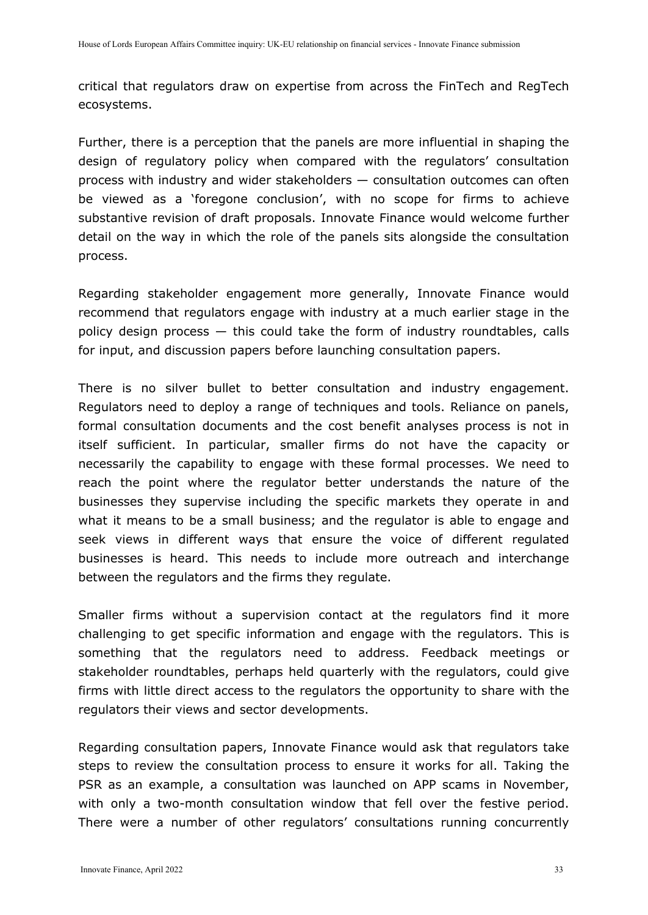critical that regulators draw on expertise from across the FinTech and RegTech ecosystems.

Further, there is a perception that the panels are more influential in shaping the design of regulatory policy when compared with the regulators' consultation process with industry and wider stakeholders — consultation outcomes can often be viewed as a 'foregone conclusion', with no scope for firms to achieve substantive revision of draft proposals. Innovate Finance would welcome further detail on the way in which the role of the panels sits alongside the consultation process.

Regarding stakeholder engagement more generally, Innovate Finance would recommend that regulators engage with industry at a much earlier stage in the policy design process — this could take the form of industry roundtables, calls for input, and discussion papers before launching consultation papers.

There is no silver bullet to better consultation and industry engagement. Regulators need to deploy a range of techniques and tools. Reliance on panels, formal consultation documents and the cost benefit analyses process is not in itself sufficient. In particular, smaller firms do not have the capacity or necessarily the capability to engage with these formal processes. We need to reach the point where the regulator better understands the nature of the businesses they supervise including the specific markets they operate in and what it means to be a small business; and the regulator is able to engage and seek views in different ways that ensure the voice of different regulated businesses is heard. This needs to include more outreach and interchange between the regulators and the firms they regulate.

Smaller firms without a supervision contact at the regulators find it more challenging to get specific information and engage with the regulators. This is something that the regulators need to address. Feedback meetings or stakeholder roundtables, perhaps held quarterly with the regulators, could give firms with little direct access to the regulators the opportunity to share with the regulators their views and sector developments.

Regarding consultation papers, Innovate Finance would ask that regulators take steps to review the consultation process to ensure it works for all. Taking the PSR as an example, a consultation was launched on APP scams in November, with only a two-month consultation window that fell over the festive period. There were a number of other regulators' consultations running concurrently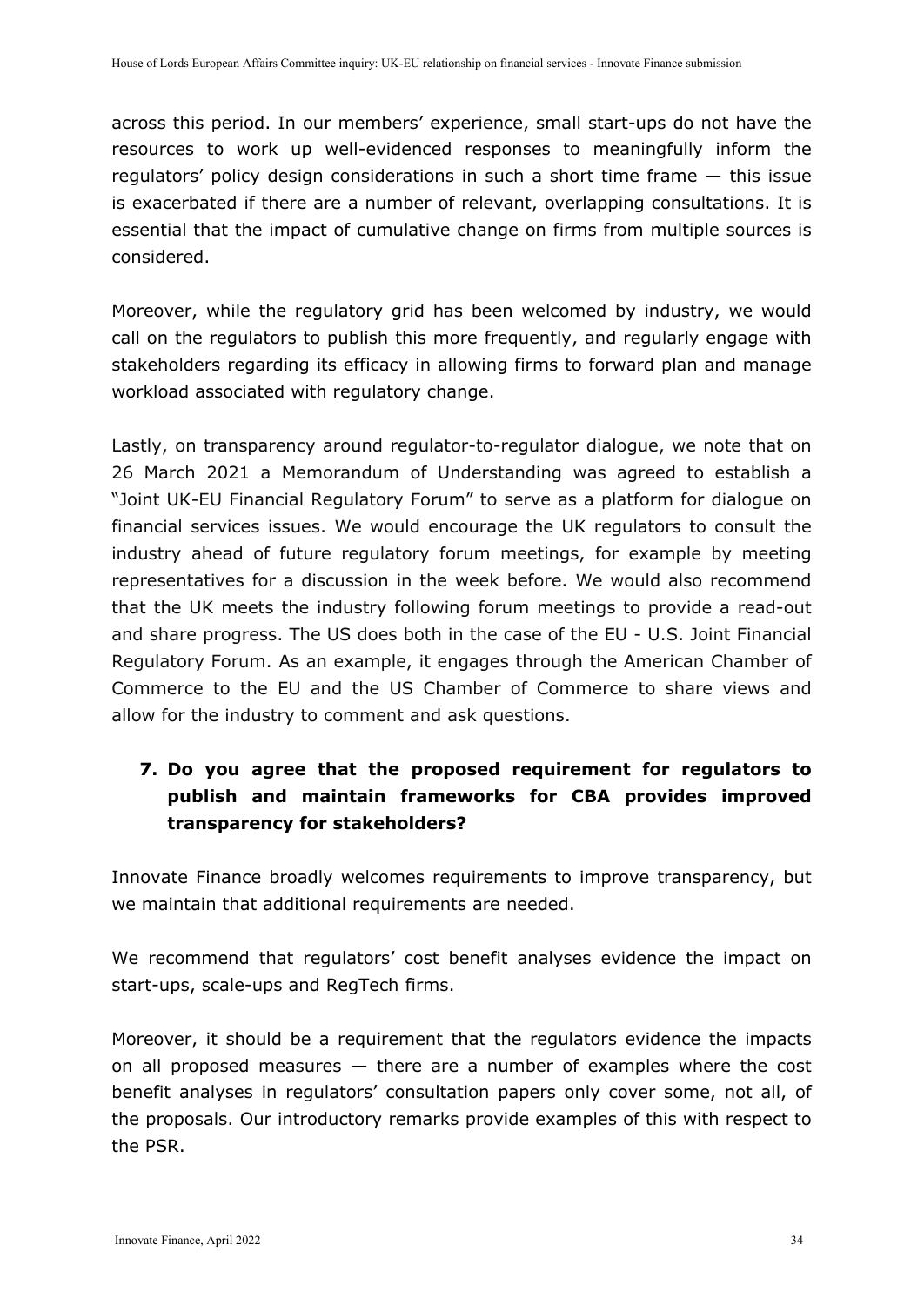across this period. In our members' experience, small start-ups do not have the resources to work up well-evidenced responses to meaningfully inform the regulators' policy design considerations in such a short time frame — this issue is exacerbated if there are a number of relevant, overlapping consultations. It is essential that the impact of cumulative change on firms from multiple sources is considered.

Moreover, while the regulatory grid has been welcomed by industry, we would call on the regulators to publish this more frequently, and regularly engage with stakeholders regarding its efficacy in allowing firms to forward plan and manage workload associated with regulatory change.

Lastly, on transparency around regulator-to-regulator dialogue, we note that on 26 March 2021 a Memorandum of Understanding was agreed to establish a "Joint UK-EU Financial Regulatory Forum" to serve as a platform for dialogue on financial services issues. We would encourage the UK regulators to consult the industry ahead of future regulatory forum meetings, for example by meeting representatives for a discussion in the week before. We would also recommend that the UK meets the industry following forum meetings to provide a read-out and share progress. The US does both in the case of the EU - U.S. Joint Financial Regulatory Forum. As an example, it engages through the American Chamber of Commerce to the EU and the US Chamber of Commerce to share views and allow for the industry to comment and ask questions.

**7. Do you agree that the proposed requirement for regulators to publish and maintain frameworks for CBA provides improved transparency for stakeholders?**

Innovate Finance broadly welcomes requirements to improve transparency, but we maintain that additional requirements are needed.

We recommend that regulators' cost benefit analyses evidence the impact on start-ups, scale-ups and RegTech firms.

Moreover, it should be a requirement that the regulators evidence the impacts on all proposed measures — there are a number of examples where the cost benefit analyses in regulators' consultation papers only cover some, not all, of the proposals. Our introductory remarks provide examples of this with respect to the PSR.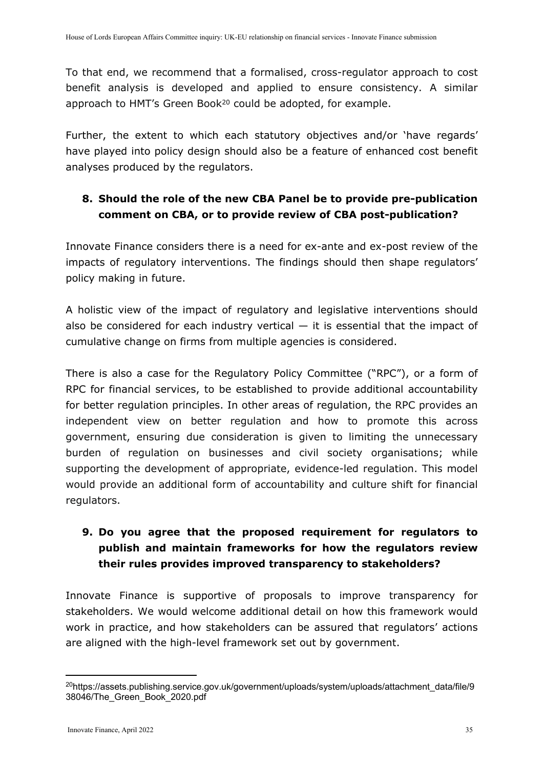To that end, we recommend that a formalised, cross-regulator approach to cost benefit analysis is developed and applied to ensure consistency. A similar approach to HMT's Green Book[20] could be adopted, for example.

Further, the extent to which each statutory objectives and/or 'have regards' have played into policy design should also be a feature of enhanced cost benefit analyses produced by the regulators.

**8. Should the role of the new CBA Panel be to provide pre-publication comment on CBA, or to provide review of CBA post-publication?**

Innovate Finance considers there is a need for ex-ante and ex-post review of the impacts of regulatory interventions. The findings should then shape regulators' policy making in future.

A holistic view of the impact of regulatory and legislative interventions should also be considered for each industry vertical — it is essential that the impact of cumulative change on firms from multiple agencies is considered.

There is also a case for the Regulatory Policy Committee ("RPC"), or a form of RPC for financial services, to be established to provide additional accountability for better regulation principles. In other areas of regulation, the RPC provides an independent view on better regulation and how to promote this across government, ensuring due consideration is given to limiting the unnecessary burden of regulation on businesses and civil society organisations; while supporting the development of appropriate, evidence-led regulation. This model would provide an additional form of accountability and culture shift for financial regulators.

**9. Do you agree that the proposed requirement for regulators to publish and maintain frameworks for how the regulators review their rules provides improved transparency to stakeholders?**

Innovate Finance is supportive of proposals to improve transparency for stakeholders. We would welcome additional detail on how this framework would work in practice, and how stakeholders can be assured that regulators' actions are aligned with the high-level framework set out by government.

---

[20] https://assets.publishing.service.gov.uk/government/uploads/system/uploads/attachment_data/file/938046/The_Green_Book_2020.pdf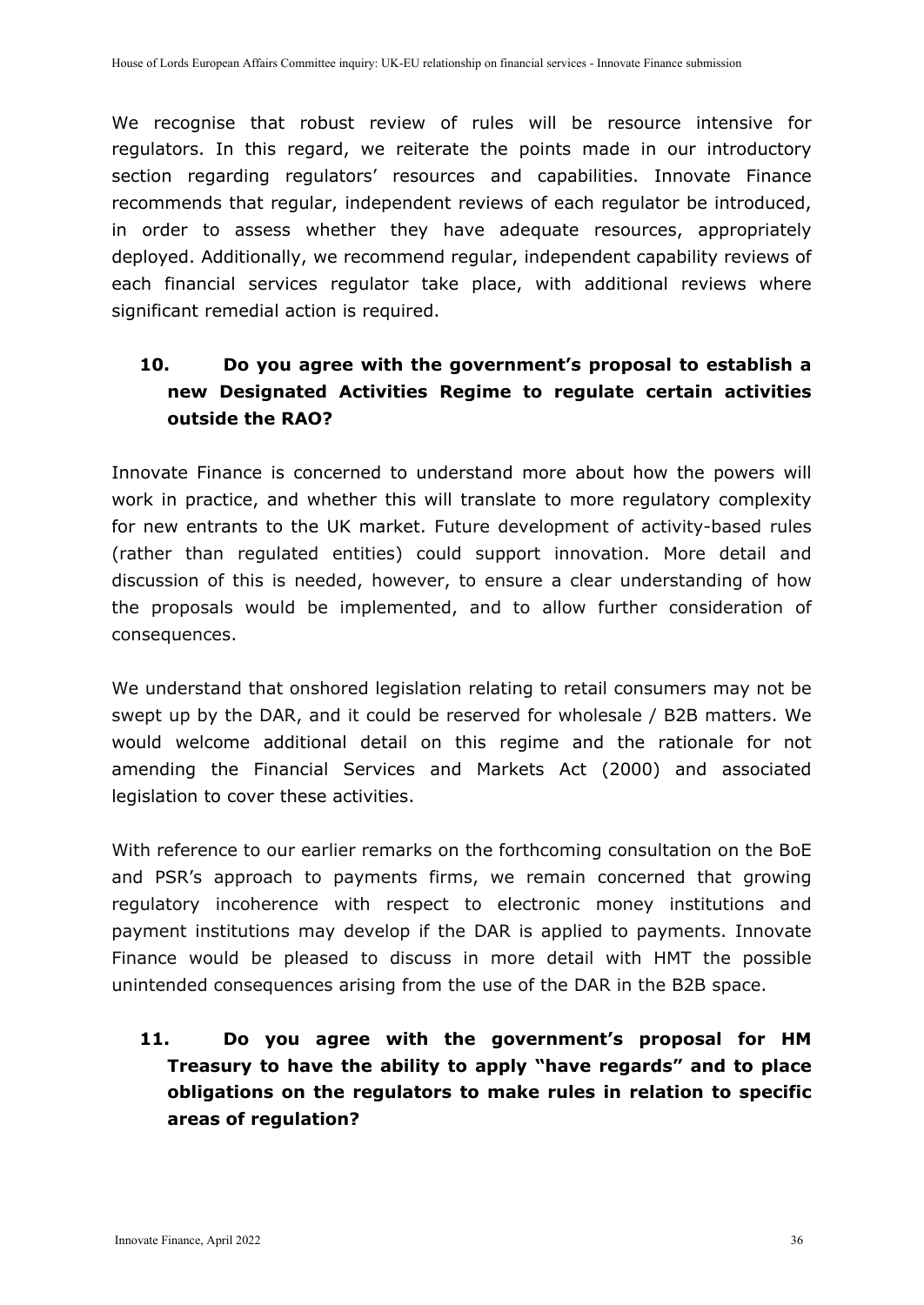We recognise that robust review of rules will be resource intensive for regulators. In this regard, we reiterate the points made in our introductory section regarding regulators' resources and capabilities. Innovate Finance recommends that regular, independent reviews of each regulator be introduced, in order to assess whether they have adequate resources, appropriately deployed. Additionally, we recommend regular, independent capability reviews of each financial services regulator take place, with additional reviews where significant remedial action is required.

**10. Do you agree with the government's proposal to establish a new Designated Activities Regime to regulate certain activities outside the RAO?**

Innovate Finance is concerned to understand more about how the powers will work in practice, and whether this will translate to more regulatory complexity for new entrants to the UK market. Future development of activity-based rules (rather than regulated entities) could support innovation. More detail and discussion of this is needed, however, to ensure a clear understanding of how the proposals would be implemented, and to allow further consideration of consequences.

We understand that onshored legislation relating to retail consumers may not be swept up by the DAR, and it could be reserved for wholesale / B2B matters. We would welcome additional detail on this regime and the rationale for not amending the Financial Services and Markets Act (2000) and associated legislation to cover these activities.

With reference to our earlier remarks on the forthcoming consultation on the BoE and PSR's approach to payments firms, we remain concerned that growing regulatory incoherence with respect to electronic money institutions and payment institutions may develop if the DAR is applied to payments. Innovate Finance would be pleased to discuss in more detail with HMT the possible unintended consequences arising from the use of the DAR in the B2B space.

**11. Do you agree with the government's proposal for HM Treasury to have the ability to apply "have regards" and to place obligations on the regulators to make rules in relation to specific areas of regulation?**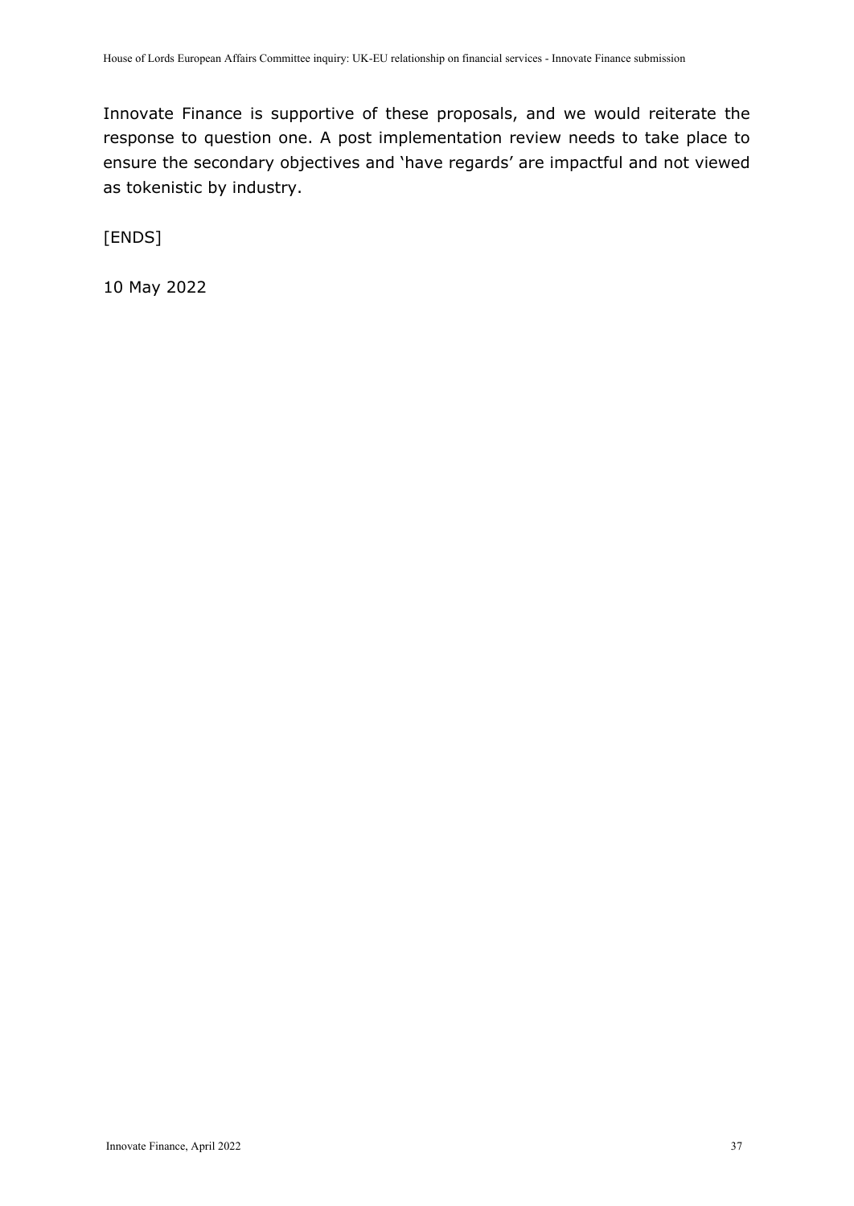Innovate Finance is supportive of these proposals, and we would reiterate the response to question one. A post implementation review needs to take place to ensure the secondary objectives and 'have regards' are impactful and not viewed as tokenistic by industry.

[ENDS]

10 May 2022